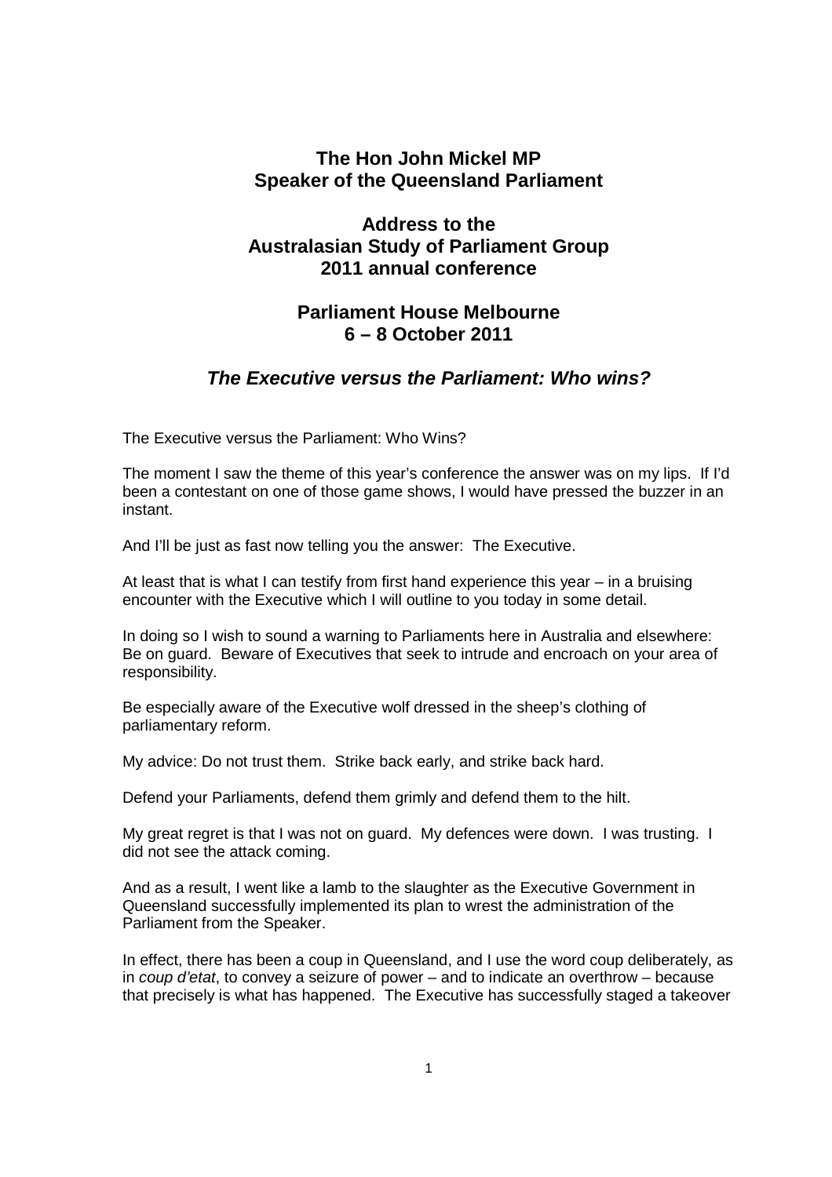# The Hon John Mickel MP
# Speaker of the Queensland Parliament

## Address to the
## Australasian Study of Parliament Group
## 2011 annual conference

## Parliament House Melbourne
## 6 – 8 October 2011

## *The Executive versus the Parliament: Who wins?*

The Executive versus the Parliament: Who Wins?

The moment I saw the theme of this year's conference the answer was on my lips. If I'd been a contestant on one of those game shows, I would have pressed the buzzer in an instant.

And I'll be just as fast now telling you the answer: The Executive.

At least that is what I can testify from first hand experience this year – in a bruising encounter with the Executive which I will outline to you today in some detail.

In doing so I wish to sound a warning to Parliaments here in Australia and elsewhere: Be on guard. Beware of Executives that seek to intrude and encroach on your area of responsibility.

Be especially aware of the Executive wolf dressed in the sheep's clothing of parliamentary reform.

My advice: Do not trust them. Strike back early, and strike back hard.

Defend your Parliaments, defend them grimly and defend them to the hilt.

My great regret is that I was not on guard. My defences were down. I was trusting. I did not see the attack coming.

And as a result, I went like a lamb to the slaughter as the Executive Government in Queensland successfully implemented its plan to wrest the administration of the Parliament from the Speaker.

In effect, there has been a coup in Queensland, and I use the word coup deliberately, as in *coup d'etat*, to convey a seizure of power – and to indicate an overthrow – because that precisely is what has happened. The Executive has successfully staged a takeover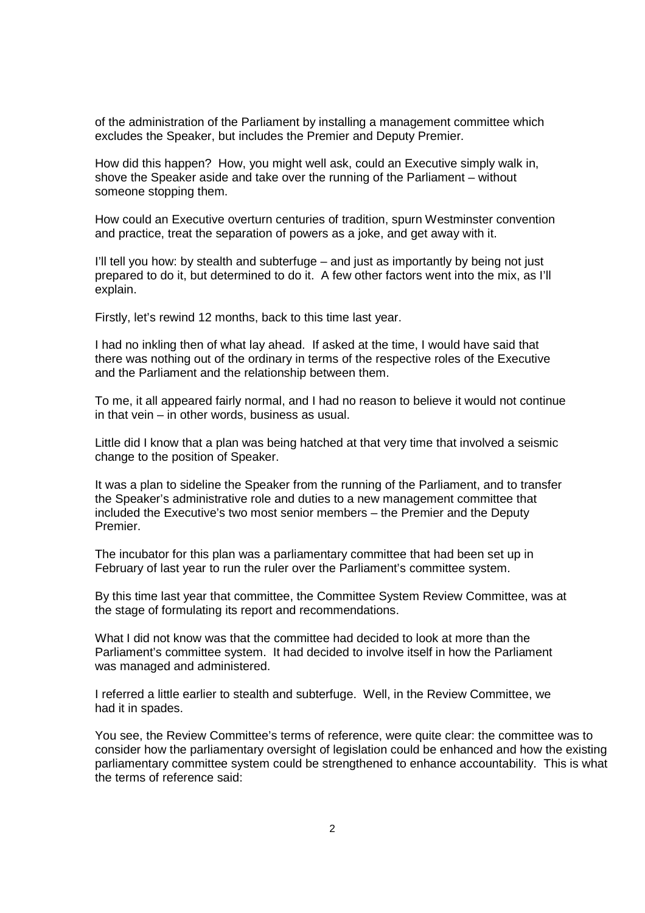of the administration of the Parliament by installing a management committee which excludes the Speaker, but includes the Premier and Deputy Premier.

How did this happen? How, you might well ask, could an Executive simply walk in, shove the Speaker aside and take over the running of the Parliament – without someone stopping them.

How could an Executive overturn centuries of tradition, spurn Westminster convention and practice, treat the separation of powers as a joke, and get away with it.

I'll tell you how: by stealth and subterfuge – and just as importantly by being not just prepared to do it, but determined to do it. A few other factors went into the mix, as I'll explain.

Firstly, let's rewind 12 months, back to this time last year.

I had no inkling then of what lay ahead. If asked at the time, I would have said that there was nothing out of the ordinary in terms of the respective roles of the Executive and the Parliament and the relationship between them.

To me, it all appeared fairly normal, and I had no reason to believe it would not continue in that vein – in other words, business as usual.

Little did I know that a plan was being hatched at that very time that involved a seismic change to the position of Speaker.

It was a plan to sideline the Speaker from the running of the Parliament, and to transfer the Speaker's administrative role and duties to a new management committee that included the Executive's two most senior members – the Premier and the Deputy Premier.

The incubator for this plan was a parliamentary committee that had been set up in February of last year to run the ruler over the Parliament's committee system.

By this time last year that committee, the Committee System Review Committee, was at the stage of formulating its report and recommendations.

What I did not know was that the committee had decided to look at more than the Parliament's committee system. It had decided to involve itself in how the Parliament was managed and administered.

I referred a little earlier to stealth and subterfuge. Well, in the Review Committee, we had it in spades.

You see, the Review Committee's terms of reference, were quite clear: the committee was to consider how the parliamentary oversight of legislation could be enhanced and how the existing parliamentary committee system could be strengthened to enhance accountability. This is what the terms of reference said: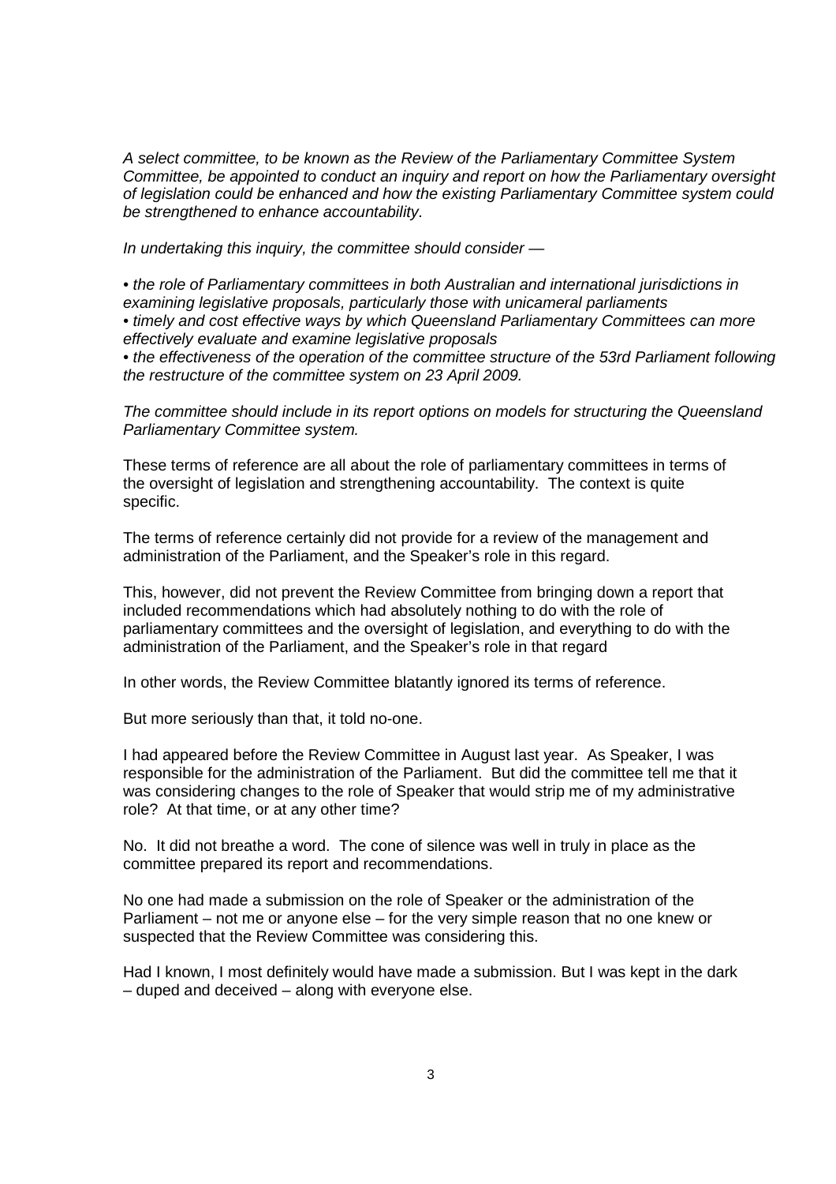*A select committee, to be known as the Review of the Parliamentary Committee System Committee, be appointed to conduct an inquiry and report on how the Parliamentary oversight of legislation could be enhanced and how the existing Parliamentary Committee system could be strengthened to enhance accountability.*

*In undertaking this inquiry, the committee should consider —*

- *the role of Parliamentary committees in both Australian and international jurisdictions in examining legislative proposals, particularly those with unicameral parliaments*
- *timely and cost effective ways by which Queensland Parliamentary Committees can more effectively evaluate and examine legislative proposals*
- *the effectiveness of the operation of the committee structure of the 53rd Parliament following the restructure of the committee system on 23 April 2009.*

*The committee should include in its report options on models for structuring the Queensland Parliamentary Committee system.*

These terms of reference are all about the role of parliamentary committees in terms of the oversight of legislation and strengthening accountability. The context is quite specific.

The terms of reference certainly did not provide for a review of the management and administration of the Parliament, and the Speaker's role in this regard.

This, however, did not prevent the Review Committee from bringing down a report that included recommendations which had absolutely nothing to do with the role of parliamentary committees and the oversight of legislation, and everything to do with the administration of the Parliament, and the Speaker's role in that regard

In other words, the Review Committee blatantly ignored its terms of reference.

But more seriously than that, it told no-one.

I had appeared before the Review Committee in August last year. As Speaker, I was responsible for the administration of the Parliament. But did the committee tell me that it was considering changes to the role of Speaker that would strip me of my administrative role? At that time, or at any other time?

No. It did not breathe a word. The cone of silence was well in truly in place as the committee prepared its report and recommendations.

No one had made a submission on the role of Speaker or the administration of the Parliament – not me or anyone else – for the very simple reason that no one knew or suspected that the Review Committee was considering this.

Had I known, I most definitely would have made a submission. But I was kept in the dark – duped and deceived – along with everyone else.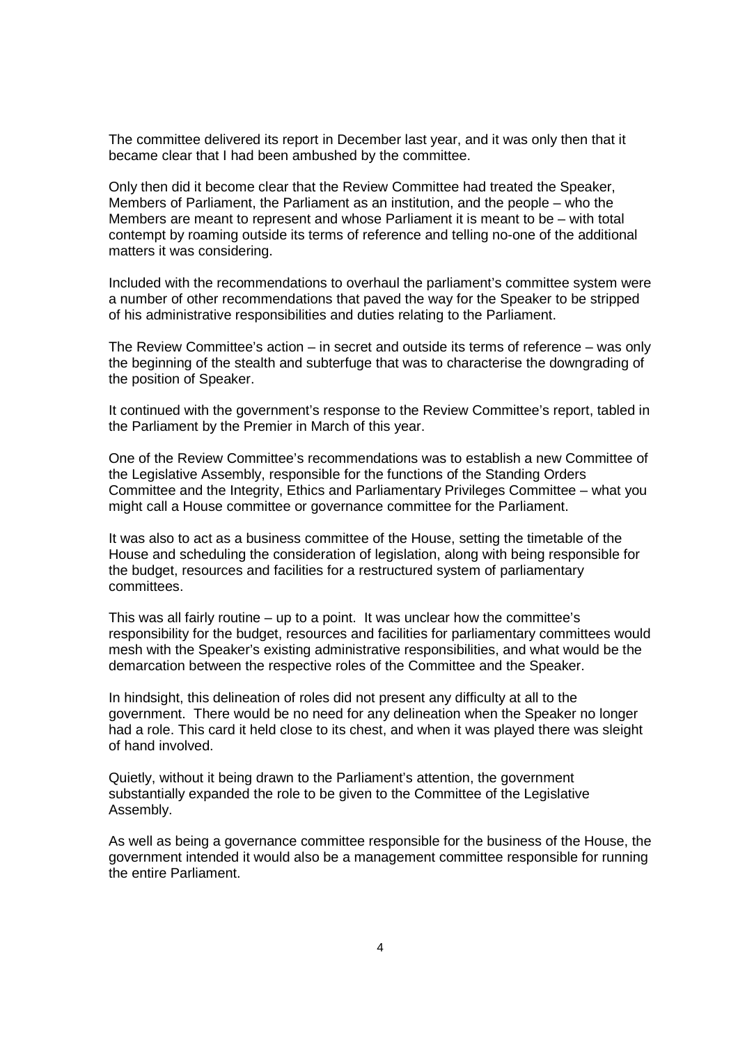The committee delivered its report in December last year, and it was only then that it became clear that I had been ambushed by the committee.

Only then did it become clear that the Review Committee had treated the Speaker, Members of Parliament, the Parliament as an institution, and the people – who the Members are meant to represent and whose Parliament it is meant to be – with total contempt by roaming outside its terms of reference and telling no-one of the additional matters it was considering.

Included with the recommendations to overhaul the parliament's committee system were a number of other recommendations that paved the way for the Speaker to be stripped of his administrative responsibilities and duties relating to the Parliament.

The Review Committee's action – in secret and outside its terms of reference – was only the beginning of the stealth and subterfuge that was to characterise the downgrading of the position of Speaker.

It continued with the government's response to the Review Committee's report, tabled in the Parliament by the Premier in March of this year.

One of the Review Committee's recommendations was to establish a new Committee of the Legislative Assembly, responsible for the functions of the Standing Orders Committee and the Integrity, Ethics and Parliamentary Privileges Committee – what you might call a House committee or governance committee for the Parliament.

It was also to act as a business committee of the House, setting the timetable of the House and scheduling the consideration of legislation, along with being responsible for the budget, resources and facilities for a restructured system of parliamentary committees.

This was all fairly routine – up to a point. It was unclear how the committee's responsibility for the budget, resources and facilities for parliamentary committees would mesh with the Speaker's existing administrative responsibilities, and what would be the demarcation between the respective roles of the Committee and the Speaker.

In hindsight, this delineation of roles did not present any difficulty at all to the government. There would be no need for any delineation when the Speaker no longer had a role. This card it held close to its chest, and when it was played there was sleight of hand involved.

Quietly, without it being drawn to the Parliament's attention, the government substantially expanded the role to be given to the Committee of the Legislative Assembly.

As well as being a governance committee responsible for the business of the House, the government intended it would also be a management committee responsible for running the entire Parliament.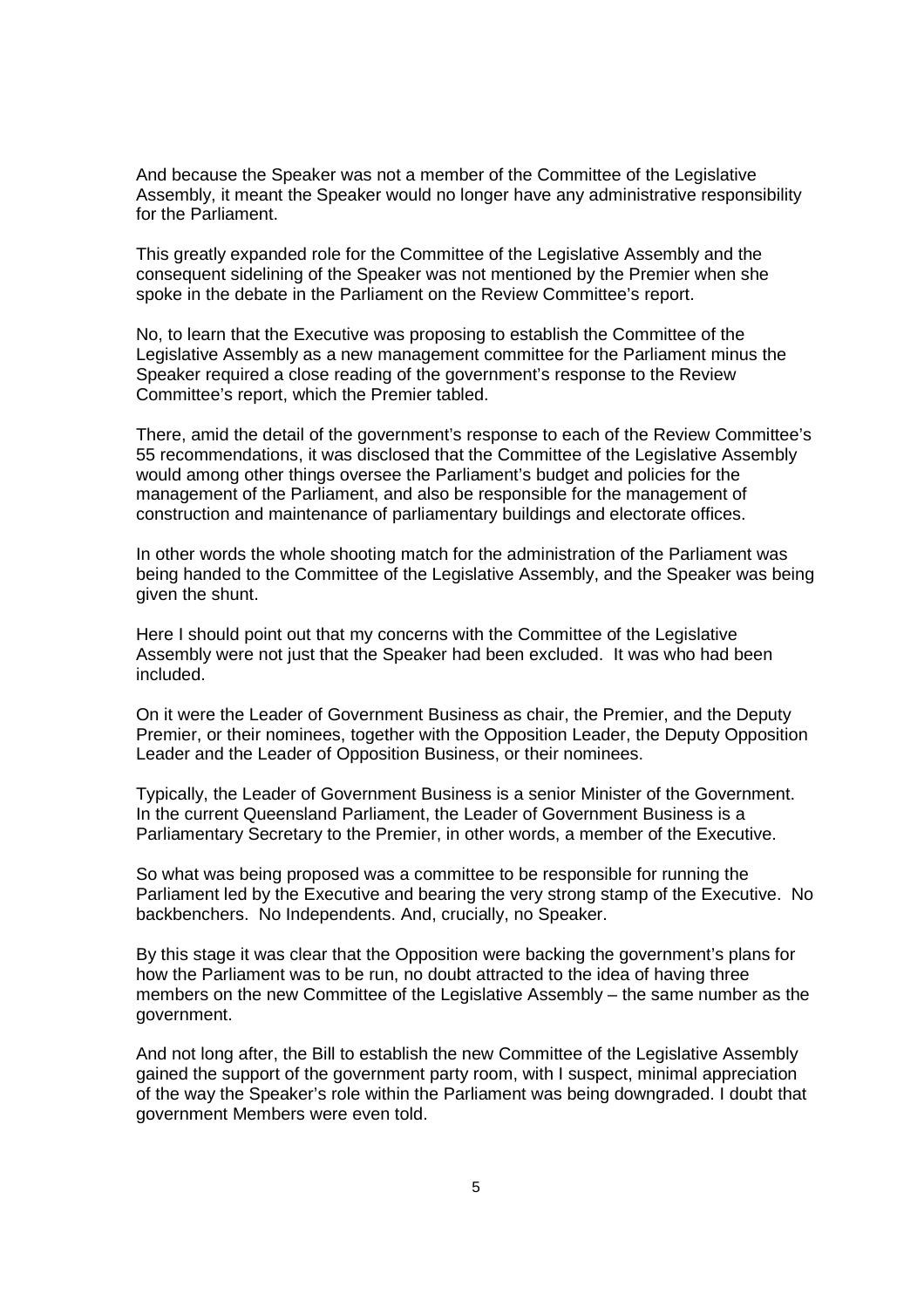And because the Speaker was not a member of the Committee of the Legislative Assembly, it meant the Speaker would no longer have any administrative responsibility for the Parliament.

This greatly expanded role for the Committee of the Legislative Assembly and the consequent sidelining of the Speaker was not mentioned by the Premier when she spoke in the debate in the Parliament on the Review Committee's report.

No, to learn that the Executive was proposing to establish the Committee of the Legislative Assembly as a new management committee for the Parliament minus the Speaker required a close reading of the government's response to the Review Committee's report, which the Premier tabled.

There, amid the detail of the government's response to each of the Review Committee's 55 recommendations, it was disclosed that the Committee of the Legislative Assembly would among other things oversee the Parliament's budget and policies for the management of the Parliament, and also be responsible for the management of construction and maintenance of parliamentary buildings and electorate offices.

In other words the whole shooting match for the administration of the Parliament was being handed to the Committee of the Legislative Assembly, and the Speaker was being given the shunt.

Here I should point out that my concerns with the Committee of the Legislative Assembly were not just that the Speaker had been excluded. It was who had been included.

On it were the Leader of Government Business as chair, the Premier, and the Deputy Premier, or their nominees, together with the Opposition Leader, the Deputy Opposition Leader and the Leader of Opposition Business, or their nominees.

Typically, the Leader of Government Business is a senior Minister of the Government. In the current Queensland Parliament, the Leader of Government Business is a Parliamentary Secretary to the Premier, in other words, a member of the Executive.

So what was being proposed was a committee to be responsible for running the Parliament led by the Executive and bearing the very strong stamp of the Executive. No backbenchers. No Independents. And, crucially, no Speaker.

By this stage it was clear that the Opposition were backing the government's plans for how the Parliament was to be run, no doubt attracted to the idea of having three members on the new Committee of the Legislative Assembly – the same number as the government.

And not long after, the Bill to establish the new Committee of the Legislative Assembly gained the support of the government party room, with I suspect, minimal appreciation of the way the Speaker's role within the Parliament was being downgraded. I doubt that government Members were even told.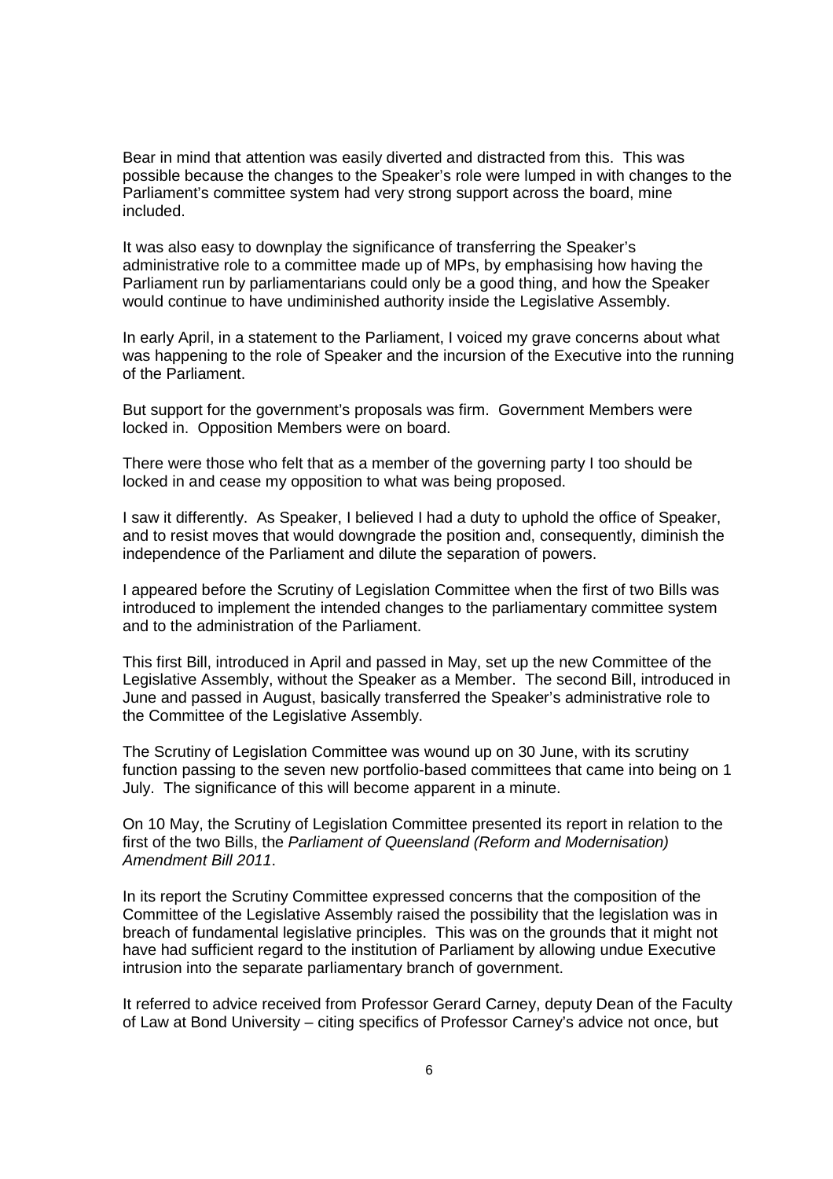Bear in mind that attention was easily diverted and distracted from this. This was possible because the changes to the Speaker's role were lumped in with changes to the Parliament's committee system had very strong support across the board, mine included.

It was also easy to downplay the significance of transferring the Speaker's administrative role to a committee made up of MPs, by emphasising how having the Parliament run by parliamentarians could only be a good thing, and how the Speaker would continue to have undiminished authority inside the Legislative Assembly.

In early April, in a statement to the Parliament, I voiced my grave concerns about what was happening to the role of Speaker and the incursion of the Executive into the running of the Parliament.

But support for the government's proposals was firm. Government Members were locked in. Opposition Members were on board.

There were those who felt that as a member of the governing party I too should be locked in and cease my opposition to what was being proposed.

I saw it differently. As Speaker, I believed I had a duty to uphold the office of Speaker, and to resist moves that would downgrade the position and, consequently, diminish the independence of the Parliament and dilute the separation of powers.

I appeared before the Scrutiny of Legislation Committee when the first of two Bills was introduced to implement the intended changes to the parliamentary committee system and to the administration of the Parliament.

This first Bill, introduced in April and passed in May, set up the new Committee of the Legislative Assembly, without the Speaker as a Member. The second Bill, introduced in June and passed in August, basically transferred the Speaker's administrative role to the Committee of the Legislative Assembly.

The Scrutiny of Legislation Committee was wound up on 30 June, with its scrutiny function passing to the seven new portfolio-based committees that came into being on 1 July. The significance of this will become apparent in a minute.

On 10 May, the Scrutiny of Legislation Committee presented its report in relation to the first of the two Bills, the *Parliament of Queensland (Reform and Modernisation) Amendment Bill 2011*.

In its report the Scrutiny Committee expressed concerns that the composition of the Committee of the Legislative Assembly raised the possibility that the legislation was in breach of fundamental legislative principles. This was on the grounds that it might not have had sufficient regard to the institution of Parliament by allowing undue Executive intrusion into the separate parliamentary branch of government.

It referred to advice received from Professor Gerard Carney, deputy Dean of the Faculty of Law at Bond University – citing specifics of Professor Carney's advice not once, but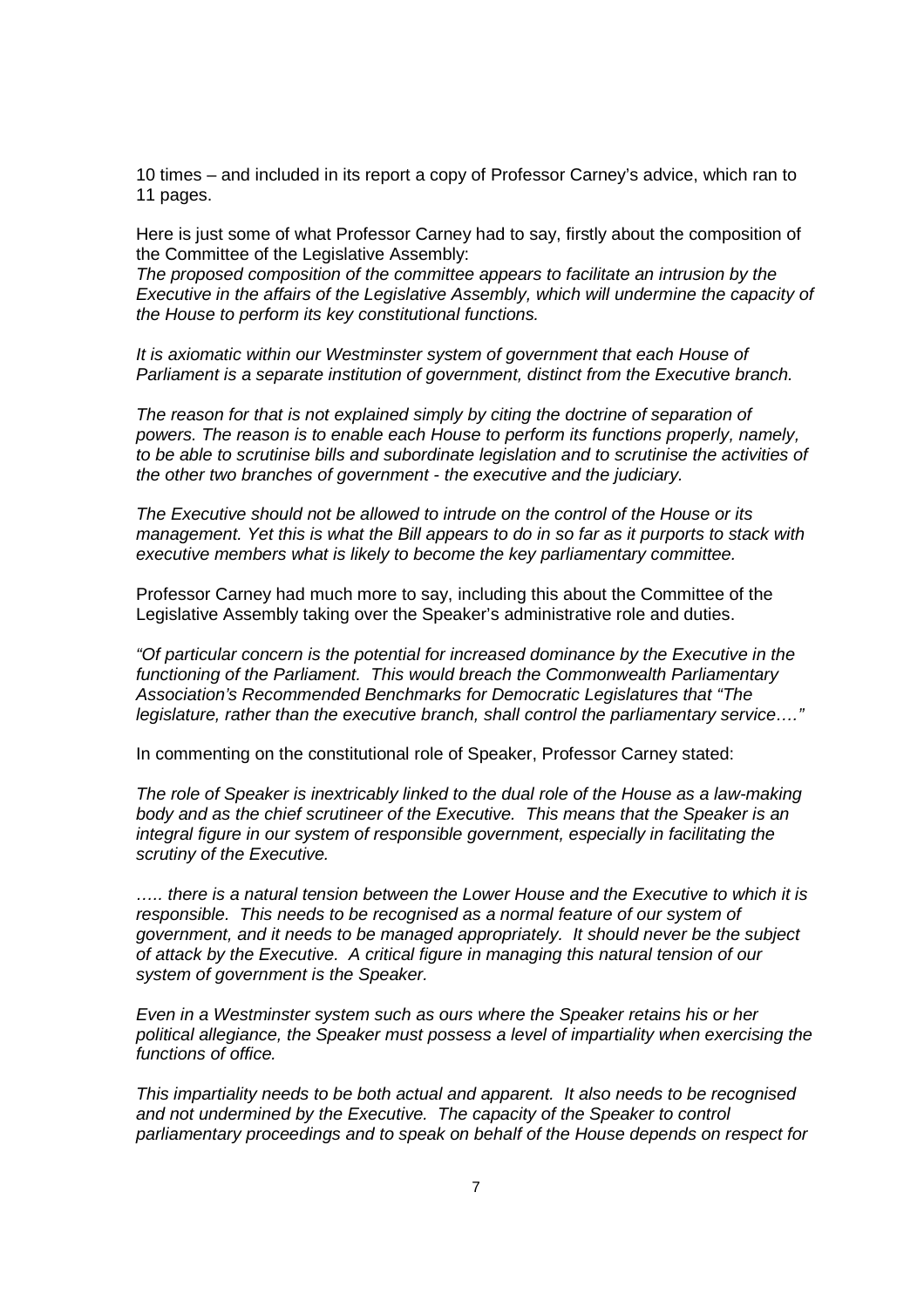10 times – and included in its report a copy of Professor Carney's advice, which ran to 11 pages.

Here is just some of what Professor Carney had to say, firstly about the composition of the Committee of the Legislative Assembly:

*The proposed composition of the committee appears to facilitate an intrusion by the Executive in the affairs of the Legislative Assembly, which will undermine the capacity of the House to perform its key constitutional functions.*

*It is axiomatic within our Westminster system of government that each House of Parliament is a separate institution of government, distinct from the Executive branch.*

*The reason for that is not explained simply by citing the doctrine of separation of powers. The reason is to enable each House to perform its functions properly, namely, to be able to scrutinise bills and subordinate legislation and to scrutinise the activities of the other two branches of government - the executive and the judiciary.*

*The Executive should not be allowed to intrude on the control of the House or its management. Yet this is what the Bill appears to do in so far as it purports to stack with executive members what is likely to become the key parliamentary committee.*

Professor Carney had much more to say, including this about the Committee of the Legislative Assembly taking over the Speaker's administrative role and duties.

*"Of particular concern is the potential for increased dominance by the Executive in the functioning of the Parliament. This would breach the Commonwealth Parliamentary Association's Recommended Benchmarks for Democratic Legislatures that "The legislature, rather than the executive branch, shall control the parliamentary service…."*

In commenting on the constitutional role of Speaker, Professor Carney stated:

*The role of Speaker is inextricably linked to the dual role of the House as a law-making body and as the chief scrutineer of the Executive. This means that the Speaker is an integral figure in our system of responsible government, especially in facilitating the scrutiny of the Executive.*

*….. there is a natural tension between the Lower House and the Executive to which it is responsible. This needs to be recognised as a normal feature of our system of government, and it needs to be managed appropriately. It should never be the subject of attack by the Executive. A critical figure in managing this natural tension of our system of government is the Speaker.*

*Even in a Westminster system such as ours where the Speaker retains his or her political allegiance, the Speaker must possess a level of impartiality when exercising the functions of office.*

*This impartiality needs to be both actual and apparent. It also needs to be recognised and not undermined by the Executive. The capacity of the Speaker to control parliamentary proceedings and to speak on behalf of the House depends on respect for*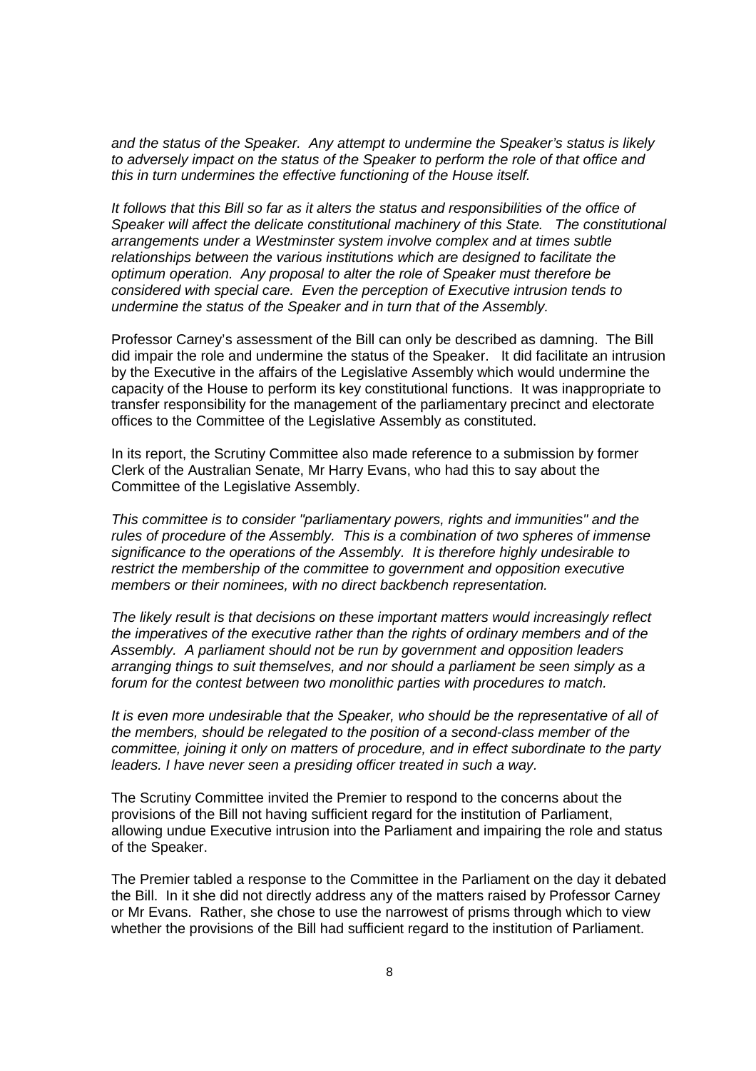*and the status of the Speaker. Any attempt to undermine the Speaker's status is likely to adversely impact on the status of the Speaker to perform the role of that office and this in turn undermines the effective functioning of the House itself.*

*It follows that this Bill so far as it alters the status and responsibilities of the office of Speaker will affect the delicate constitutional machinery of this State. The constitutional arrangements under a Westminster system involve complex and at times subtle relationships between the various institutions which are designed to facilitate the optimum operation. Any proposal to alter the role of Speaker must therefore be considered with special care. Even the perception of Executive intrusion tends to undermine the status of the Speaker and in turn that of the Assembly.*

Professor Carney's assessment of the Bill can only be described as damning. The Bill did impair the role and undermine the status of the Speaker. It did facilitate an intrusion by the Executive in the affairs of the Legislative Assembly which would undermine the capacity of the House to perform its key constitutional functions. It was inappropriate to transfer responsibility for the management of the parliamentary precinct and electorate offices to the Committee of the Legislative Assembly as constituted.

In its report, the Scrutiny Committee also made reference to a submission by former Clerk of the Australian Senate, Mr Harry Evans, who had this to say about the Committee of the Legislative Assembly.

*This committee is to consider "parliamentary powers, rights and immunities" and the rules of procedure of the Assembly. This is a combination of two spheres of immense significance to the operations of the Assembly. It is therefore highly undesirable to restrict the membership of the committee to government and opposition executive members or their nominees, with no direct backbench representation.*

*The likely result is that decisions on these important matters would increasingly reflect the imperatives of the executive rather than the rights of ordinary members and of the Assembly. A parliament should not be run by government and opposition leaders arranging things to suit themselves, and nor should a parliament be seen simply as a forum for the contest between two monolithic parties with procedures to match.*

*It is even more undesirable that the Speaker, who should be the representative of all of the members, should be relegated to the position of a second-class member of the committee, joining it only on matters of procedure, and in effect subordinate to the party leaders. I have never seen a presiding officer treated in such a way.*

The Scrutiny Committee invited the Premier to respond to the concerns about the provisions of the Bill not having sufficient regard for the institution of Parliament, allowing undue Executive intrusion into the Parliament and impairing the role and status of the Speaker.

The Premier tabled a response to the Committee in the Parliament on the day it debated the Bill. In it she did not directly address any of the matters raised by Professor Carney or Mr Evans. Rather, she chose to use the narrowest of prisms through which to view whether the provisions of the Bill had sufficient regard to the institution of Parliament.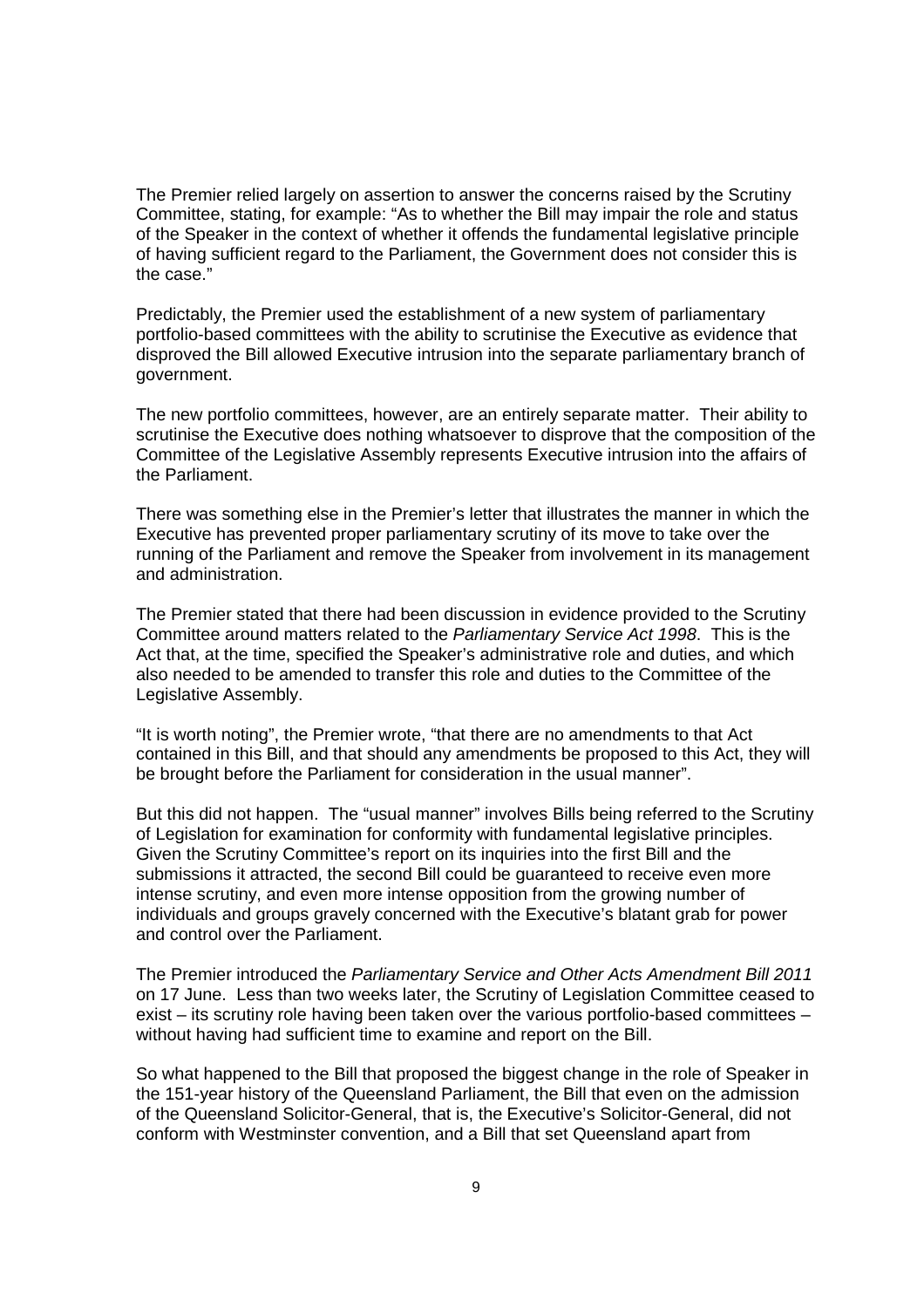The Premier relied largely on assertion to answer the concerns raised by the Scrutiny Committee, stating, for example: "As to whether the Bill may impair the role and status of the Speaker in the context of whether it offends the fundamental legislative principle of having sufficient regard to the Parliament, the Government does not consider this is the case."

Predictably, the Premier used the establishment of a new system of parliamentary portfolio-based committees with the ability to scrutinise the Executive as evidence that disproved the Bill allowed Executive intrusion into the separate parliamentary branch of government.

The new portfolio committees, however, are an entirely separate matter. Their ability to scrutinise the Executive does nothing whatsoever to disprove that the composition of the Committee of the Legislative Assembly represents Executive intrusion into the affairs of the Parliament.

There was something else in the Premier's letter that illustrates the manner in which the Executive has prevented proper parliamentary scrutiny of its move to take over the running of the Parliament and remove the Speaker from involvement in its management and administration.

The Premier stated that there had been discussion in evidence provided to the Scrutiny Committee around matters related to the *Parliamentary Service Act 1998*. This is the Act that, at the time, specified the Speaker's administrative role and duties, and which also needed to be amended to transfer this role and duties to the Committee of the Legislative Assembly.

"It is worth noting", the Premier wrote, "that there are no amendments to that Act contained in this Bill, and that should any amendments be proposed to this Act, they will be brought before the Parliament for consideration in the usual manner".

But this did not happen. The "usual manner" involves Bills being referred to the Scrutiny of Legislation for examination for conformity with fundamental legislative principles. Given the Scrutiny Committee's report on its inquiries into the first Bill and the submissions it attracted, the second Bill could be guaranteed to receive even more intense scrutiny, and even more intense opposition from the growing number of individuals and groups gravely concerned with the Executive's blatant grab for power and control over the Parliament.

The Premier introduced the *Parliamentary Service and Other Acts Amendment Bill 2011* on 17 June. Less than two weeks later, the Scrutiny of Legislation Committee ceased to exist – its scrutiny role having been taken over the various portfolio-based committees – without having had sufficient time to examine and report on the Bill.

So what happened to the Bill that proposed the biggest change in the role of Speaker in the 151-year history of the Queensland Parliament, the Bill that even on the admission of the Queensland Solicitor-General, that is, the Executive's Solicitor-General, did not conform with Westminster convention, and a Bill that set Queensland apart from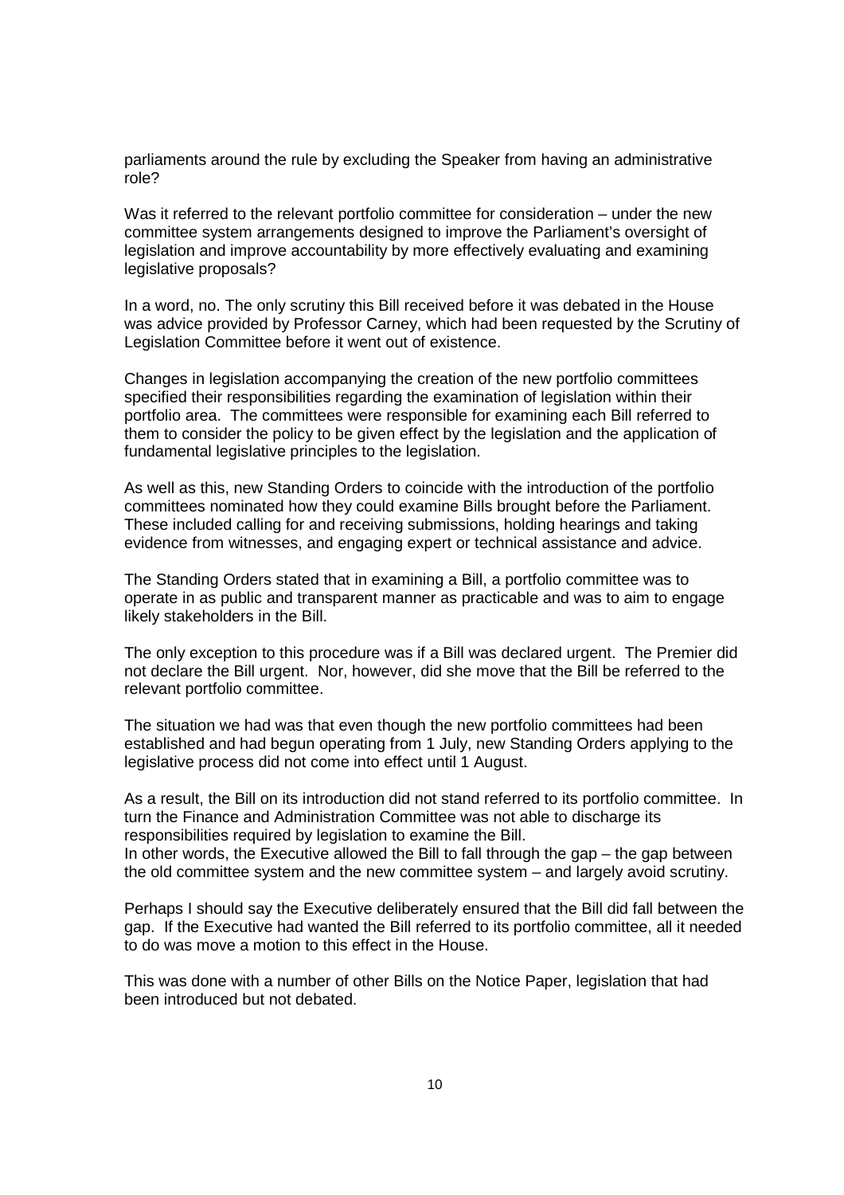parliaments around the rule by excluding the Speaker from having an administrative role?

Was it referred to the relevant portfolio committee for consideration – under the new committee system arrangements designed to improve the Parliament's oversight of legislation and improve accountability by more effectively evaluating and examining legislative proposals?

In a word, no. The only scrutiny this Bill received before it was debated in the House was advice provided by Professor Carney, which had been requested by the Scrutiny of Legislation Committee before it went out of existence.

Changes in legislation accompanying the creation of the new portfolio committees specified their responsibilities regarding the examination of legislation within their portfolio area. The committees were responsible for examining each Bill referred to them to consider the policy to be given effect by the legislation and the application of fundamental legislative principles to the legislation.

As well as this, new Standing Orders to coincide with the introduction of the portfolio committees nominated how they could examine Bills brought before the Parliament. These included calling for and receiving submissions, holding hearings and taking evidence from witnesses, and engaging expert or technical assistance and advice.

The Standing Orders stated that in examining a Bill, a portfolio committee was to operate in as public and transparent manner as practicable and was to aim to engage likely stakeholders in the Bill.

The only exception to this procedure was if a Bill was declared urgent. The Premier did not declare the Bill urgent. Nor, however, did she move that the Bill be referred to the relevant portfolio committee.

The situation we had was that even though the new portfolio committees had been established and had begun operating from 1 July, new Standing Orders applying to the legislative process did not come into effect until 1 August.

As a result, the Bill on its introduction did not stand referred to its portfolio committee. In turn the Finance and Administration Committee was not able to discharge its responsibilities required by legislation to examine the Bill.
In other words, the Executive allowed the Bill to fall through the gap – the gap between the old committee system and the new committee system – and largely avoid scrutiny.

Perhaps I should say the Executive deliberately ensured that the Bill did fall between the gap. If the Executive had wanted the Bill referred to its portfolio committee, all it needed to do was move a motion to this effect in the House.

This was done with a number of other Bills on the Notice Paper, legislation that had been introduced but not debated.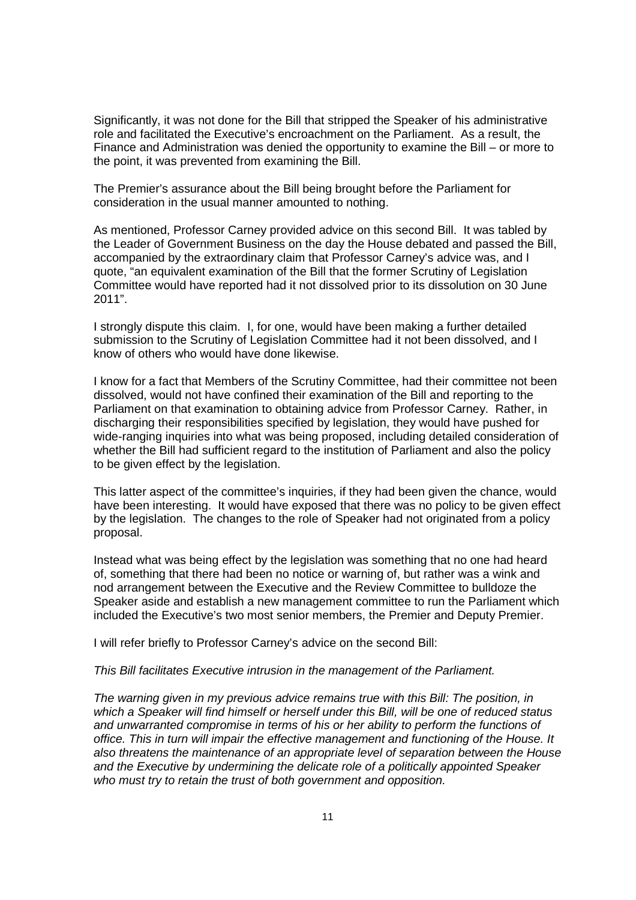Significantly, it was not done for the Bill that stripped the Speaker of his administrative role and facilitated the Executive's encroachment on the Parliament. As a result, the Finance and Administration was denied the opportunity to examine the Bill – or more to the point, it was prevented from examining the Bill.

The Premier's assurance about the Bill being brought before the Parliament for consideration in the usual manner amounted to nothing.

As mentioned, Professor Carney provided advice on this second Bill. It was tabled by the Leader of Government Business on the day the House debated and passed the Bill, accompanied by the extraordinary claim that Professor Carney's advice was, and I quote, "an equivalent examination of the Bill that the former Scrutiny of Legislation Committee would have reported had it not dissolved prior to its dissolution on 30 June 2011".

I strongly dispute this claim. I, for one, would have been making a further detailed submission to the Scrutiny of Legislation Committee had it not been dissolved, and I know of others who would have done likewise.

I know for a fact that Members of the Scrutiny Committee, had their committee not been dissolved, would not have confined their examination of the Bill and reporting to the Parliament on that examination to obtaining advice from Professor Carney. Rather, in discharging their responsibilities specified by legislation, they would have pushed for wide-ranging inquiries into what was being proposed, including detailed consideration of whether the Bill had sufficient regard to the institution of Parliament and also the policy to be given effect by the legislation.

This latter aspect of the committee's inquiries, if they had been given the chance, would have been interesting. It would have exposed that there was no policy to be given effect by the legislation. The changes to the role of Speaker had not originated from a policy proposal.

Instead what was being effect by the legislation was something that no one had heard of, something that there had been no notice or warning of, but rather was a wink and nod arrangement between the Executive and the Review Committee to bulldoze the Speaker aside and establish a new management committee to run the Parliament which included the Executive's two most senior members, the Premier and Deputy Premier.

I will refer briefly to Professor Carney's advice on the second Bill:

*This Bill facilitates Executive intrusion in the management of the Parliament.*

*The warning given in my previous advice remains true with this Bill: The position, in which a Speaker will find himself or herself under this Bill, will be one of reduced status and unwarranted compromise in terms of his or her ability to perform the functions of office. This in turn will impair the effective management and functioning of the House. It also threatens the maintenance of an appropriate level of separation between the House and the Executive by undermining the delicate role of a politically appointed Speaker who must try to retain the trust of both government and opposition.*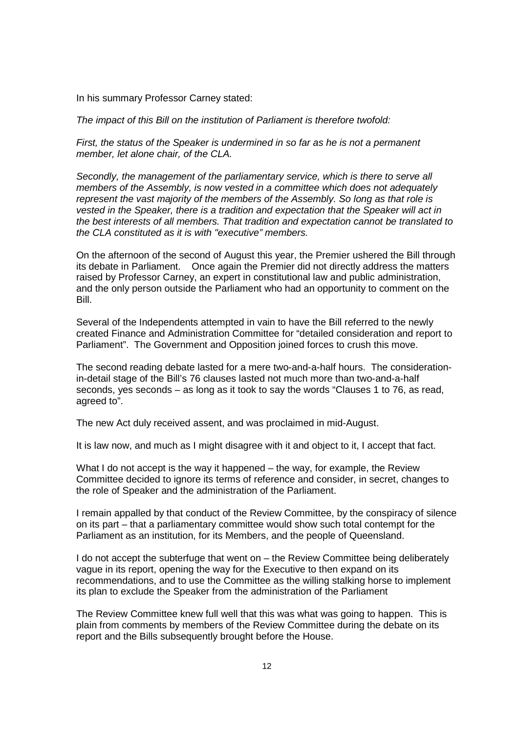In his summary Professor Carney stated:

*The impact of this Bill on the institution of Parliament is therefore twofold:*

*First, the status of the Speaker is undermined in so far as he is not a permanent member, let alone chair, of the CLA.*

*Secondly, the management of the parliamentary service, which is there to serve all members of the Assembly, is now vested in a committee which does not adequately represent the vast majority of the members of the Assembly. So long as that role is vested in the Speaker, there is a tradition and expectation that the Speaker will act in the best interests of all members. That tradition and expectation cannot be translated to the CLA constituted as it is with "executive" members.*

On the afternoon of the second of August this year, the Premier ushered the Bill through its debate in Parliament. Once again the Premier did not directly address the matters raised by Professor Carney, an expert in constitutional law and public administration, and the only person outside the Parliament who had an opportunity to comment on the Bill.

Several of the Independents attempted in vain to have the Bill referred to the newly created Finance and Administration Committee for "detailed consideration and report to Parliament". The Government and Opposition joined forces to crush this move.

The second reading debate lasted for a mere two-and-a-half hours. The consideration-in-detail stage of the Bill's 76 clauses lasted not much more than two-and-a-half seconds, yes seconds – as long as it took to say the words "Clauses 1 to 76, as read, agreed to".

The new Act duly received assent, and was proclaimed in mid-August.

It is law now, and much as I might disagree with it and object to it, I accept that fact.

What I do not accept is the way it happened – the way, for example, the Review Committee decided to ignore its terms of reference and consider, in secret, changes to the role of Speaker and the administration of the Parliament.

I remain appalled by that conduct of the Review Committee, by the conspiracy of silence on its part – that a parliamentary committee would show such total contempt for the Parliament as an institution, for its Members, and the people of Queensland.

I do not accept the subterfuge that went on – the Review Committee being deliberately vague in its report, opening the way for the Executive to then expand on its recommendations, and to use the Committee as the willing stalking horse to implement its plan to exclude the Speaker from the administration of the Parliament

The Review Committee knew full well that this was what was going to happen. This is plain from comments by members of the Review Committee during the debate on its report and the Bills subsequently brought before the House.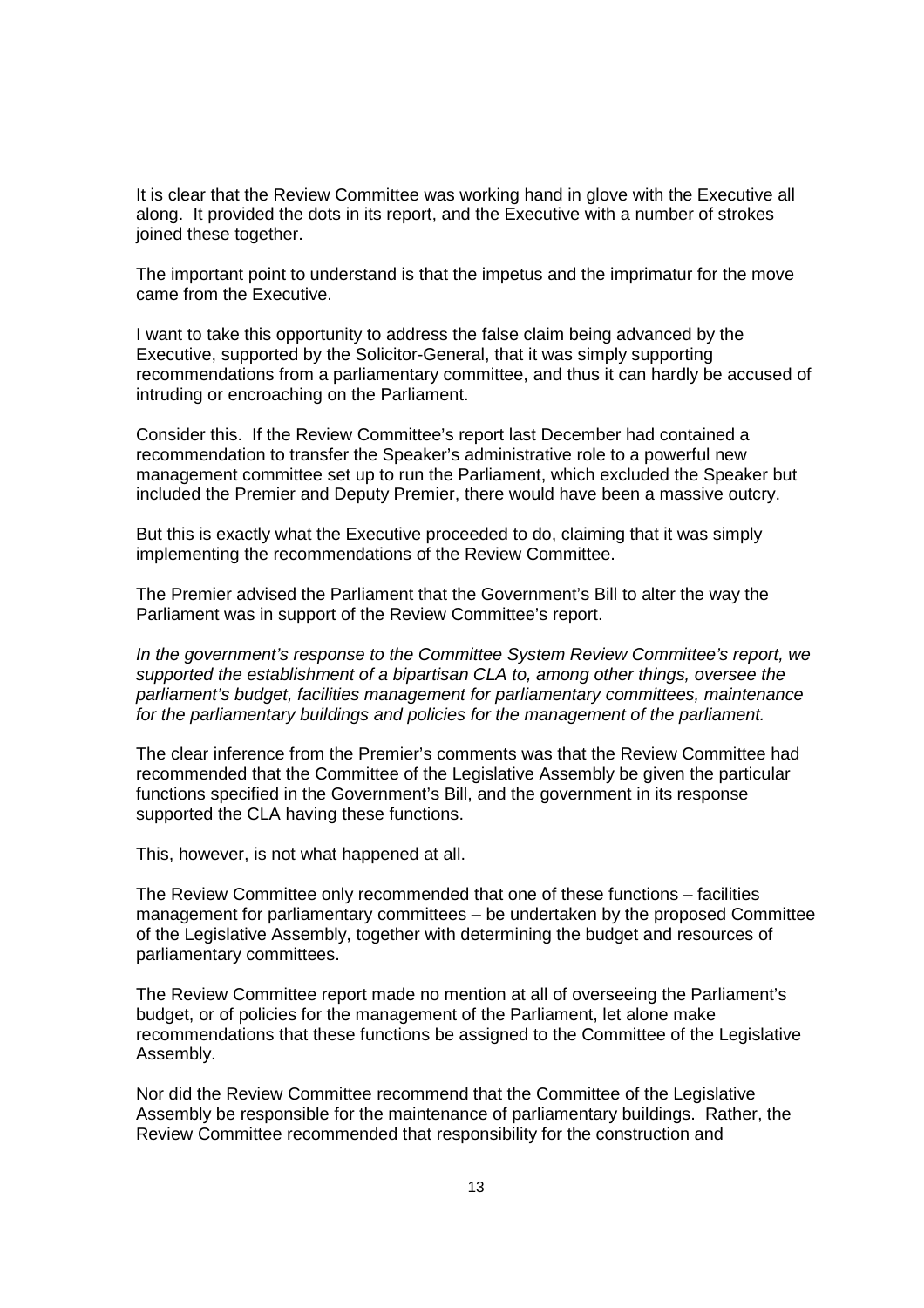It is clear that the Review Committee was working hand in glove with the Executive all along. It provided the dots in its report, and the Executive with a number of strokes joined these together.

The important point to understand is that the impetus and the imprimatur for the move came from the Executive.

I want to take this opportunity to address the false claim being advanced by the Executive, supported by the Solicitor-General, that it was simply supporting recommendations from a parliamentary committee, and thus it can hardly be accused of intruding or encroaching on the Parliament.

Consider this. If the Review Committee's report last December had contained a recommendation to transfer the Speaker's administrative role to a powerful new management committee set up to run the Parliament, which excluded the Speaker but included the Premier and Deputy Premier, there would have been a massive outcry.

But this is exactly what the Executive proceeded to do, claiming that it was simply implementing the recommendations of the Review Committee.

The Premier advised the Parliament that the Government's Bill to alter the way the Parliament was in support of the Review Committee's report.

*In the government's response to the Committee System Review Committee's report, we supported the establishment of a bipartisan CLA to, among other things, oversee the parliament's budget, facilities management for parliamentary committees, maintenance for the parliamentary buildings and policies for the management of the parliament.*

The clear inference from the Premier's comments was that the Review Committee had recommended that the Committee of the Legislative Assembly be given the particular functions specified in the Government's Bill, and the government in its response supported the CLA having these functions.

This, however, is not what happened at all.

The Review Committee only recommended that one of these functions – facilities management for parliamentary committees – be undertaken by the proposed Committee of the Legislative Assembly, together with determining the budget and resources of parliamentary committees.

The Review Committee report made no mention at all of overseeing the Parliament's budget, or of policies for the management of the Parliament, let alone make recommendations that these functions be assigned to the Committee of the Legislative Assembly.

Nor did the Review Committee recommend that the Committee of the Legislative Assembly be responsible for the maintenance of parliamentary buildings. Rather, the Review Committee recommended that responsibility for the construction and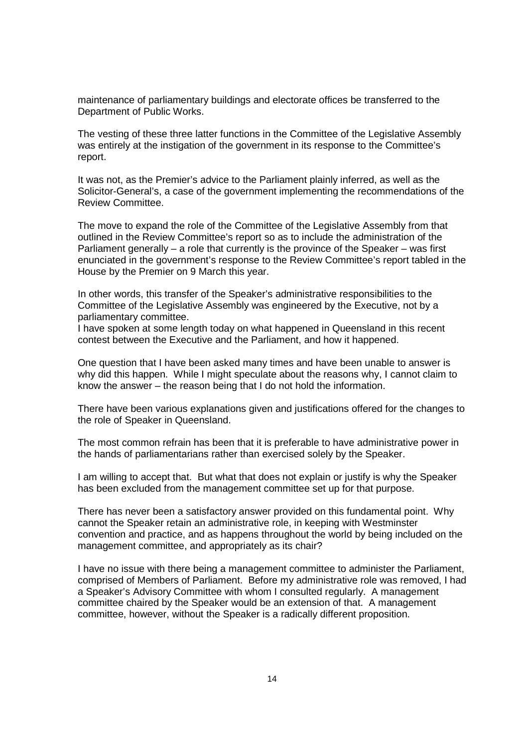maintenance of parliamentary buildings and electorate offices be transferred to the Department of Public Works.

The vesting of these three latter functions in the Committee of the Legislative Assembly was entirely at the instigation of the government in its response to the Committee's report.

It was not, as the Premier's advice to the Parliament plainly inferred, as well as the Solicitor-General's, a case of the government implementing the recommendations of the Review Committee.

The move to expand the role of the Committee of the Legislative Assembly from that outlined in the Review Committee's report so as to include the administration of the Parliament generally – a role that currently is the province of the Speaker – was first enunciated in the government's response to the Review Committee's report tabled in the House by the Premier on 9 March this year.

In other words, this transfer of the Speaker's administrative responsibilities to the Committee of the Legislative Assembly was engineered by the Executive, not by a parliamentary committee.

I have spoken at some length today on what happened in Queensland in this recent contest between the Executive and the Parliament, and how it happened.

One question that I have been asked many times and have been unable to answer is why did this happen. While I might speculate about the reasons why, I cannot claim to know the answer – the reason being that I do not hold the information.

There have been various explanations given and justifications offered for the changes to the role of Speaker in Queensland.

The most common refrain has been that it is preferable to have administrative power in the hands of parliamentarians rather than exercised solely by the Speaker.

I am willing to accept that. But what that does not explain or justify is why the Speaker has been excluded from the management committee set up for that purpose.

There has never been a satisfactory answer provided on this fundamental point. Why cannot the Speaker retain an administrative role, in keeping with Westminster convention and practice, and as happens throughout the world by being included on the management committee, and appropriately as its chair?

I have no issue with there being a management committee to administer the Parliament, comprised of Members of Parliament. Before my administrative role was removed, I had a Speaker's Advisory Committee with whom I consulted regularly. A management committee chaired by the Speaker would be an extension of that. A management committee, however, without the Speaker is a radically different proposition.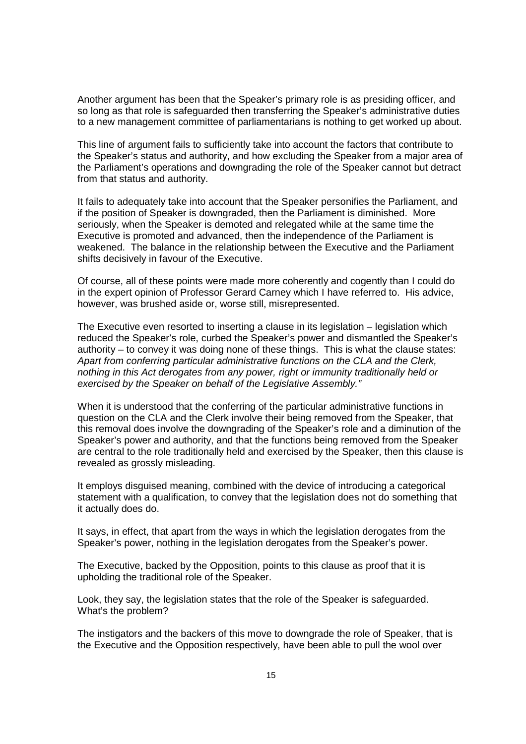Another argument has been that the Speaker's primary role is as presiding officer, and so long as that role is safeguarded then transferring the Speaker's administrative duties to a new management committee of parliamentarians is nothing to get worked up about.

This line of argument fails to sufficiently take into account the factors that contribute to the Speaker's status and authority, and how excluding the Speaker from a major area of the Parliament's operations and downgrading the role of the Speaker cannot but detract from that status and authority.

It fails to adequately take into account that the Speaker personifies the Parliament, and if the position of Speaker is downgraded, then the Parliament is diminished. More seriously, when the Speaker is demoted and relegated while at the same time the Executive is promoted and advanced, then the independence of the Parliament is weakened. The balance in the relationship between the Executive and the Parliament shifts decisively in favour of the Executive.

Of course, all of these points were made more coherently and cogently than I could do in the expert opinion of Professor Gerard Carney which I have referred to. His advice, however, was brushed aside or, worse still, misrepresented.

The Executive even resorted to inserting a clause in its legislation – legislation which reduced the Speaker's role, curbed the Speaker's power and dismantled the Speaker's authority – to convey it was doing none of these things. This is what the clause states: *Apart from conferring particular administrative functions on the CLA and the Clerk, nothing in this Act derogates from any power, right or immunity traditionally held or exercised by the Speaker on behalf of the Legislative Assembly."*

When it is understood that the conferring of the particular administrative functions in question on the CLA and the Clerk involve their being removed from the Speaker, that this removal does involve the downgrading of the Speaker's role and a diminution of the Speaker's power and authority, and that the functions being removed from the Speaker are central to the role traditionally held and exercised by the Speaker, then this clause is revealed as grossly misleading.

It employs disguised meaning, combined with the device of introducing a categorical statement with a qualification, to convey that the legislation does not do something that it actually does do.

It says, in effect, that apart from the ways in which the legislation derogates from the Speaker's power, nothing in the legislation derogates from the Speaker's power.

The Executive, backed by the Opposition, points to this clause as proof that it is upholding the traditional role of the Speaker.

Look, they say, the legislation states that the role of the Speaker is safeguarded. What's the problem?

The instigators and the backers of this move to downgrade the role of Speaker, that is the Executive and the Opposition respectively, have been able to pull the wool over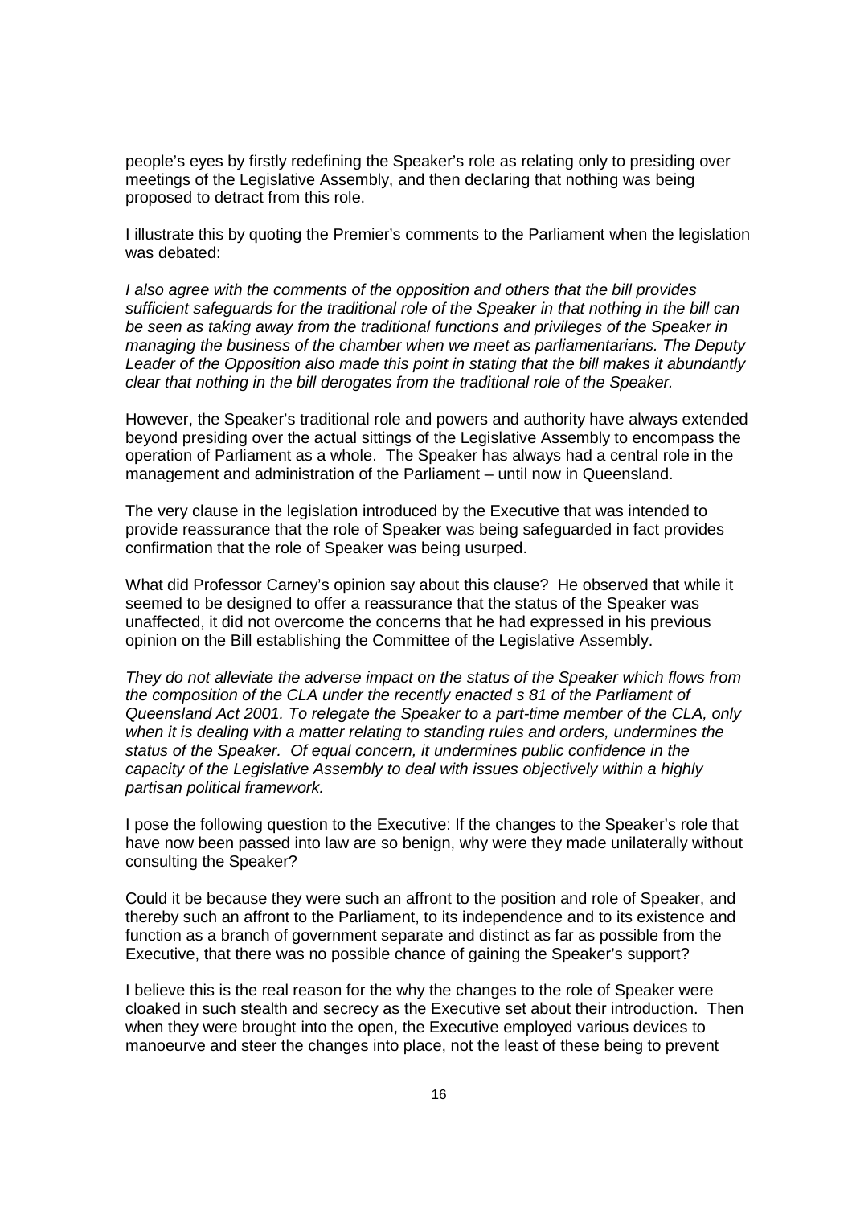people's eyes by firstly redefining the Speaker's role as relating only to presiding over meetings of the Legislative Assembly, and then declaring that nothing was being proposed to detract from this role.

I illustrate this by quoting the Premier's comments to the Parliament when the legislation was debated:

*I also agree with the comments of the opposition and others that the bill provides sufficient safeguards for the traditional role of the Speaker in that nothing in the bill can be seen as taking away from the traditional functions and privileges of the Speaker in managing the business of the chamber when we meet as parliamentarians. The Deputy Leader of the Opposition also made this point in stating that the bill makes it abundantly clear that nothing in the bill derogates from the traditional role of the Speaker.*

However, the Speaker's traditional role and powers and authority have always extended beyond presiding over the actual sittings of the Legislative Assembly to encompass the operation of Parliament as a whole. The Speaker has always had a central role in the management and administration of the Parliament – until now in Queensland.

The very clause in the legislation introduced by the Executive that was intended to provide reassurance that the role of Speaker was being safeguarded in fact provides confirmation that the role of Speaker was being usurped.

What did Professor Carney's opinion say about this clause? He observed that while it seemed to be designed to offer a reassurance that the status of the Speaker was unaffected, it did not overcome the concerns that he had expressed in his previous opinion on the Bill establishing the Committee of the Legislative Assembly.

*They do not alleviate the adverse impact on the status of the Speaker which flows from the composition of the CLA under the recently enacted s 81 of the Parliament of Queensland Act 2001. To relegate the Speaker to a part-time member of the CLA, only when it is dealing with a matter relating to standing rules and orders, undermines the status of the Speaker. Of equal concern, it undermines public confidence in the capacity of the Legislative Assembly to deal with issues objectively within a highly partisan political framework.*

I pose the following question to the Executive: If the changes to the Speaker's role that have now been passed into law are so benign, why were they made unilaterally without consulting the Speaker?

Could it be because they were such an affront to the position and role of Speaker, and thereby such an affront to the Parliament, to its independence and to its existence and function as a branch of government separate and distinct as far as possible from the Executive, that there was no possible chance of gaining the Speaker's support?

I believe this is the real reason for the why the changes to the role of Speaker were cloaked in such stealth and secrecy as the Executive set about their introduction. Then when they were brought into the open, the Executive employed various devices to manoeurve and steer the changes into place, not the least of these being to prevent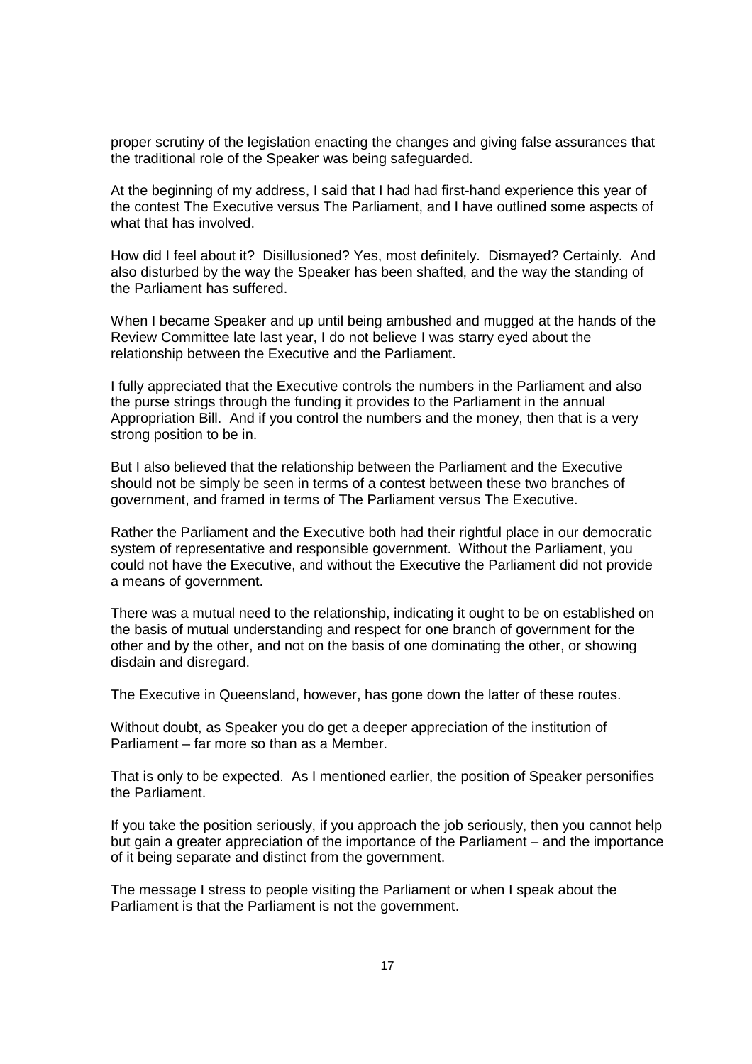proper scrutiny of the legislation enacting the changes and giving false assurances that the traditional role of the Speaker was being safeguarded.

At the beginning of my address, I said that I had had first-hand experience this year of the contest The Executive versus The Parliament, and I have outlined some aspects of what that has involved.

How did I feel about it? Disillusioned? Yes, most definitely. Dismayed? Certainly. And also disturbed by the way the Speaker has been shafted, and the way the standing of the Parliament has suffered.

When I became Speaker and up until being ambushed and mugged at the hands of the Review Committee late last year, I do not believe I was starry eyed about the relationship between the Executive and the Parliament.

I fully appreciated that the Executive controls the numbers in the Parliament and also the purse strings through the funding it provides to the Parliament in the annual Appropriation Bill. And if you control the numbers and the money, then that is a very strong position to be in.

But I also believed that the relationship between the Parliament and the Executive should not be simply be seen in terms of a contest between these two branches of government, and framed in terms of The Parliament versus The Executive.

Rather the Parliament and the Executive both had their rightful place in our democratic system of representative and responsible government. Without the Parliament, you could not have the Executive, and without the Executive the Parliament did not provide a means of government.

There was a mutual need to the relationship, indicating it ought to be on established on the basis of mutual understanding and respect for one branch of government for the other and by the other, and not on the basis of one dominating the other, or showing disdain and disregard.

The Executive in Queensland, however, has gone down the latter of these routes.

Without doubt, as Speaker you do get a deeper appreciation of the institution of Parliament – far more so than as a Member.

That is only to be expected. As I mentioned earlier, the position of Speaker personifies the Parliament.

If you take the position seriously, if you approach the job seriously, then you cannot help but gain a greater appreciation of the importance of the Parliament – and the importance of it being separate and distinct from the government.

The message I stress to people visiting the Parliament or when I speak about the Parliament is that the Parliament is not the government.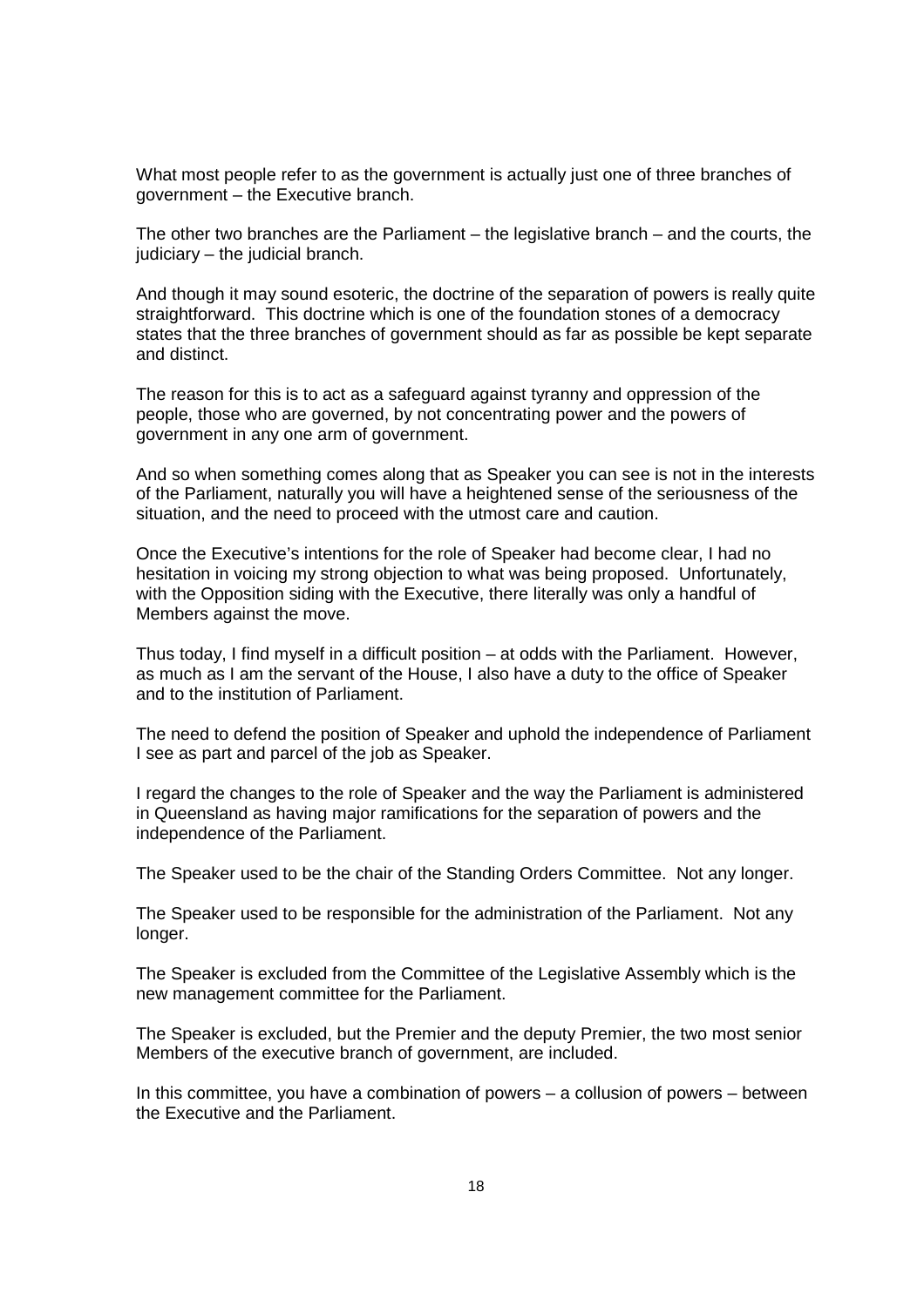What most people refer to as the government is actually just one of three branches of government – the Executive branch.

The other two branches are the Parliament – the legislative branch – and the courts, the judiciary – the judicial branch.

And though it may sound esoteric, the doctrine of the separation of powers is really quite straightforward. This doctrine which is one of the foundation stones of a democracy states that the three branches of government should as far as possible be kept separate and distinct.

The reason for this is to act as a safeguard against tyranny and oppression of the people, those who are governed, by not concentrating power and the powers of government in any one arm of government.

And so when something comes along that as Speaker you can see is not in the interests of the Parliament, naturally you will have a heightened sense of the seriousness of the situation, and the need to proceed with the utmost care and caution.

Once the Executive's intentions for the role of Speaker had become clear, I had no hesitation in voicing my strong objection to what was being proposed. Unfortunately, with the Opposition siding with the Executive, there literally was only a handful of Members against the move.

Thus today, I find myself in a difficult position – at odds with the Parliament. However, as much as I am the servant of the House, I also have a duty to the office of Speaker and to the institution of Parliament.

The need to defend the position of Speaker and uphold the independence of Parliament I see as part and parcel of the job as Speaker.

I regard the changes to the role of Speaker and the way the Parliament is administered in Queensland as having major ramifications for the separation of powers and the independence of the Parliament.

The Speaker used to be the chair of the Standing Orders Committee. Not any longer.

The Speaker used to be responsible for the administration of the Parliament. Not any longer.

The Speaker is excluded from the Committee of the Legislative Assembly which is the new management committee for the Parliament.

The Speaker is excluded, but the Premier and the deputy Premier, the two most senior Members of the executive branch of government, are included.

In this committee, you have a combination of powers – a collusion of powers – between the Executive and the Parliament.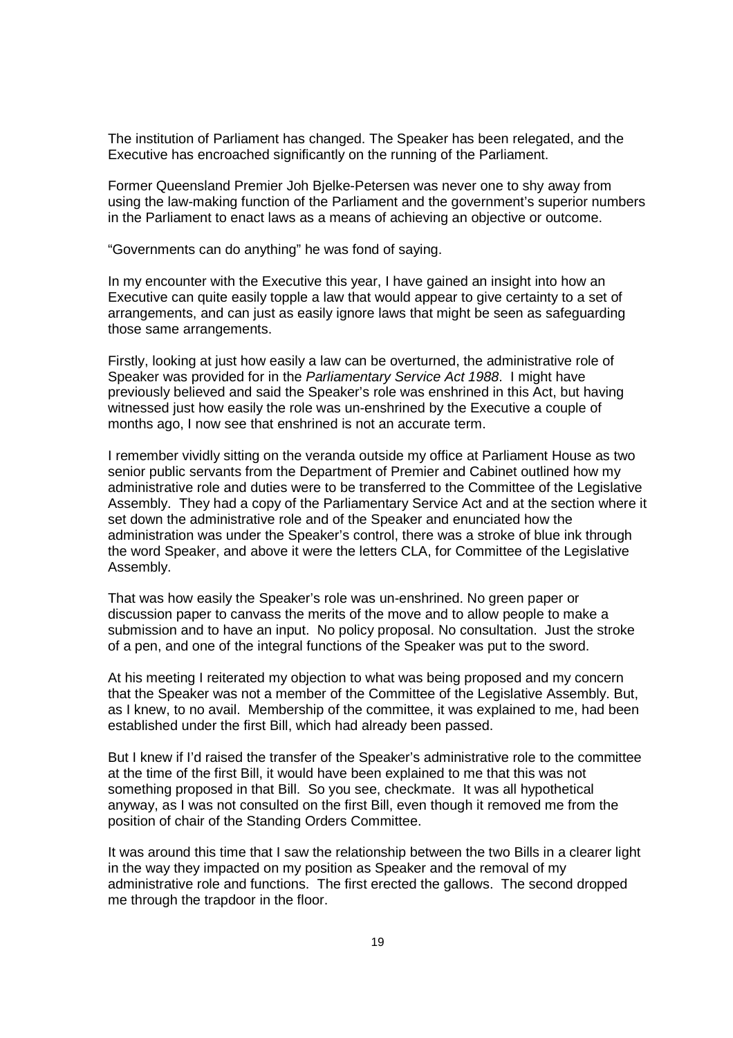The institution of Parliament has changed. The Speaker has been relegated, and the Executive has encroached significantly on the running of the Parliament.

Former Queensland Premier Joh Bjelke-Petersen was never one to shy away from using the law-making function of the Parliament and the government's superior numbers in the Parliament to enact laws as a means of achieving an objective or outcome.

"Governments can do anything" he was fond of saying.

In my encounter with the Executive this year, I have gained an insight into how an Executive can quite easily topple a law that would appear to give certainty to a set of arrangements, and can just as easily ignore laws that might be seen as safeguarding those same arrangements.

Firstly, looking at just how easily a law can be overturned, the administrative role of Speaker was provided for in the *Parliamentary Service Act 1988*. I might have previously believed and said the Speaker's role was enshrined in this Act, but having witnessed just how easily the role was un-enshrined by the Executive a couple of months ago, I now see that enshrined is not an accurate term.

I remember vividly sitting on the veranda outside my office at Parliament House as two senior public servants from the Department of Premier and Cabinet outlined how my administrative role and duties were to be transferred to the Committee of the Legislative Assembly. They had a copy of the Parliamentary Service Act and at the section where it set down the administrative role and of the Speaker and enunciated how the administration was under the Speaker's control, there was a stroke of blue ink through the word Speaker, and above it were the letters CLA, for Committee of the Legislative Assembly.

That was how easily the Speaker's role was un-enshrined. No green paper or discussion paper to canvass the merits of the move and to allow people to make a submission and to have an input. No policy proposal. No consultation. Just the stroke of a pen, and one of the integral functions of the Speaker was put to the sword.

At his meeting I reiterated my objection to what was being proposed and my concern that the Speaker was not a member of the Committee of the Legislative Assembly. But, as I knew, to no avail. Membership of the committee, it was explained to me, had been established under the first Bill, which had already been passed.

But I knew if I'd raised the transfer of the Speaker's administrative role to the committee at the time of the first Bill, it would have been explained to me that this was not something proposed in that Bill. So you see, checkmate. It was all hypothetical anyway, as I was not consulted on the first Bill, even though it removed me from the position of chair of the Standing Orders Committee.

It was around this time that I saw the relationship between the two Bills in a clearer light in the way they impacted on my position as Speaker and the removal of my administrative role and functions. The first erected the gallows. The second dropped me through the trapdoor in the floor.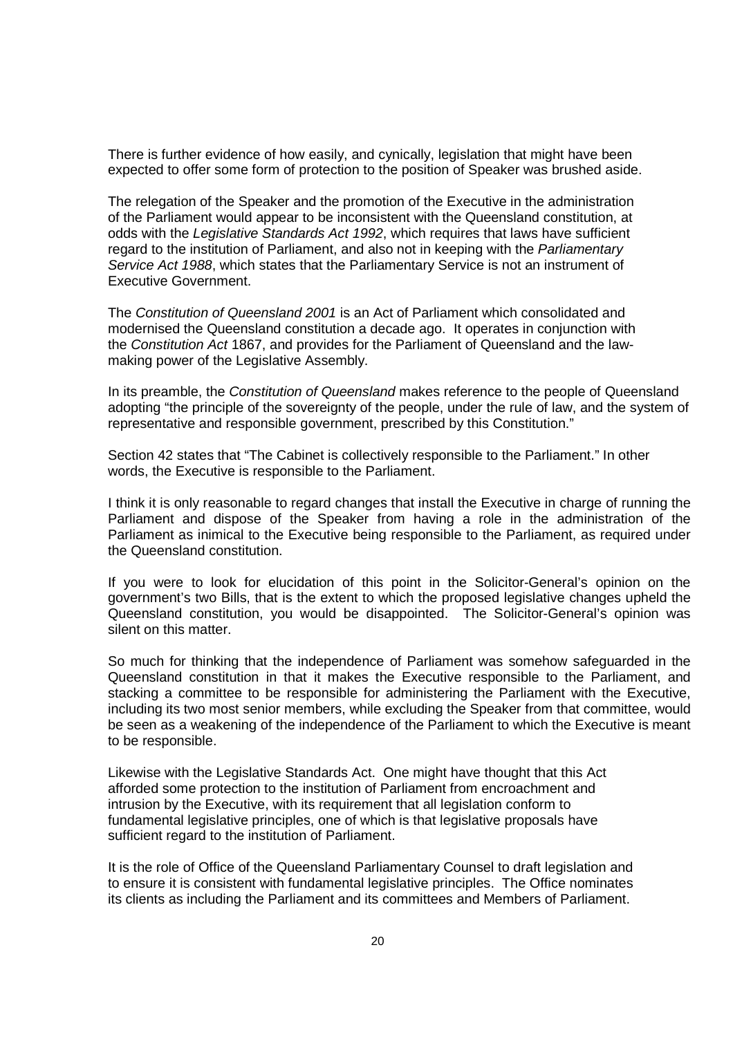There is further evidence of how easily, and cynically, legislation that might have been expected to offer some form of protection to the position of Speaker was brushed aside.

The relegation of the Speaker and the promotion of the Executive in the administration of the Parliament would appear to be inconsistent with the Queensland constitution, at odds with the *Legislative Standards Act 1992*, which requires that laws have sufficient regard to the institution of Parliament, and also not in keeping with the *Parliamentary Service Act 1988*, which states that the Parliamentary Service is not an instrument of Executive Government.

The *Constitution of Queensland 2001* is an Act of Parliament which consolidated and modernised the Queensland constitution a decade ago. It operates in conjunction with the *Constitution Act* 1867, and provides for the Parliament of Queensland and the law-making power of the Legislative Assembly.

In its preamble, the *Constitution of Queensland* makes reference to the people of Queensland adopting "the principle of the sovereignty of the people, under the rule of law, and the system of representative and responsible government, prescribed by this Constitution."

Section 42 states that "The Cabinet is collectively responsible to the Parliament." In other words, the Executive is responsible to the Parliament.

I think it is only reasonable to regard changes that install the Executive in charge of running the Parliament and dispose of the Speaker from having a role in the administration of the Parliament as inimical to the Executive being responsible to the Parliament, as required under the Queensland constitution.

If you were to look for elucidation of this point in the Solicitor-General's opinion on the government's two Bills, that is the extent to which the proposed legislative changes upheld the Queensland constitution, you would be disappointed. The Solicitor-General's opinion was silent on this matter.

So much for thinking that the independence of Parliament was somehow safeguarded in the Queensland constitution in that it makes the Executive responsible to the Parliament, and stacking a committee to be responsible for administering the Parliament with the Executive, including its two most senior members, while excluding the Speaker from that committee, would be seen as a weakening of the independence of the Parliament to which the Executive is meant to be responsible.

Likewise with the Legislative Standards Act. One might have thought that this Act afforded some protection to the institution of Parliament from encroachment and intrusion by the Executive, with its requirement that all legislation conform to fundamental legislative principles, one of which is that legislative proposals have sufficient regard to the institution of Parliament.

It is the role of Office of the Queensland Parliamentary Counsel to draft legislation and to ensure it is consistent with fundamental legislative principles. The Office nominates its clients as including the Parliament and its committees and Members of Parliament.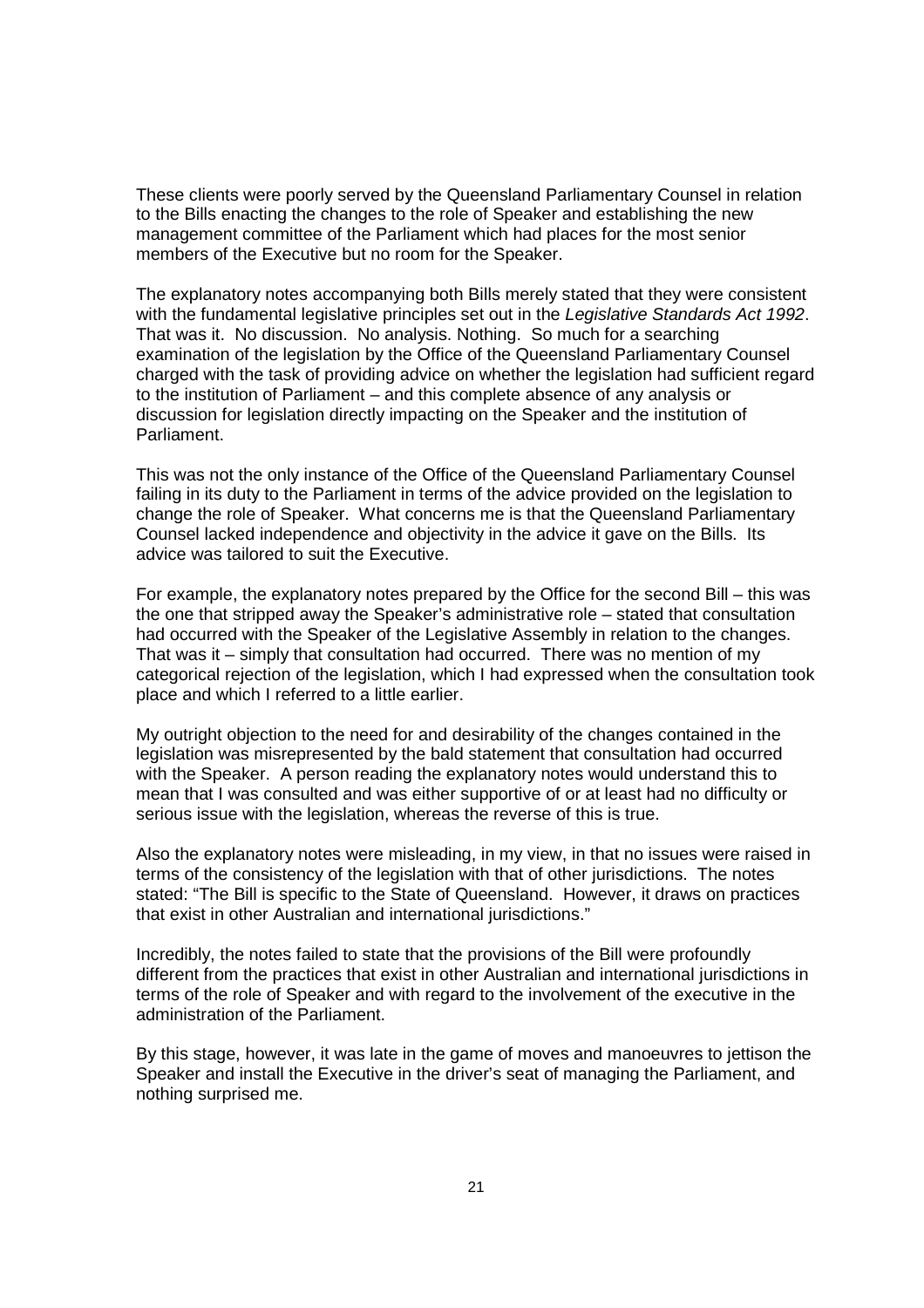These clients were poorly served by the Queensland Parliamentary Counsel in relation to the Bills enacting the changes to the role of Speaker and establishing the new management committee of the Parliament which had places for the most senior members of the Executive but no room for the Speaker.

The explanatory notes accompanying both Bills merely stated that they were consistent with the fundamental legislative principles set out in the *Legislative Standards Act 1992*. That was it. No discussion. No analysis. Nothing. So much for a searching examination of the legislation by the Office of the Queensland Parliamentary Counsel charged with the task of providing advice on whether the legislation had sufficient regard to the institution of Parliament – and this complete absence of any analysis or discussion for legislation directly impacting on the Speaker and the institution of Parliament.

This was not the only instance of the Office of the Queensland Parliamentary Counsel failing in its duty to the Parliament in terms of the advice provided on the legislation to change the role of Speaker. What concerns me is that the Queensland Parliamentary Counsel lacked independence and objectivity in the advice it gave on the Bills. Its advice was tailored to suit the Executive.

For example, the explanatory notes prepared by the Office for the second Bill – this was the one that stripped away the Speaker's administrative role – stated that consultation had occurred with the Speaker of the Legislative Assembly in relation to the changes. That was it – simply that consultation had occurred. There was no mention of my categorical rejection of the legislation, which I had expressed when the consultation took place and which I referred to a little earlier.

My outright objection to the need for and desirability of the changes contained in the legislation was misrepresented by the bald statement that consultation had occurred with the Speaker. A person reading the explanatory notes would understand this to mean that I was consulted and was either supportive of or at least had no difficulty or serious issue with the legislation, whereas the reverse of this is true.

Also the explanatory notes were misleading, in my view, in that no issues were raised in terms of the consistency of the legislation with that of other jurisdictions. The notes stated: "The Bill is specific to the State of Queensland. However, it draws on practices that exist in other Australian and international jurisdictions."

Incredibly, the notes failed to state that the provisions of the Bill were profoundly different from the practices that exist in other Australian and international jurisdictions in terms of the role of Speaker and with regard to the involvement of the executive in the administration of the Parliament.

By this stage, however, it was late in the game of moves and manoeuvres to jettison the Speaker and install the Executive in the driver's seat of managing the Parliament, and nothing surprised me.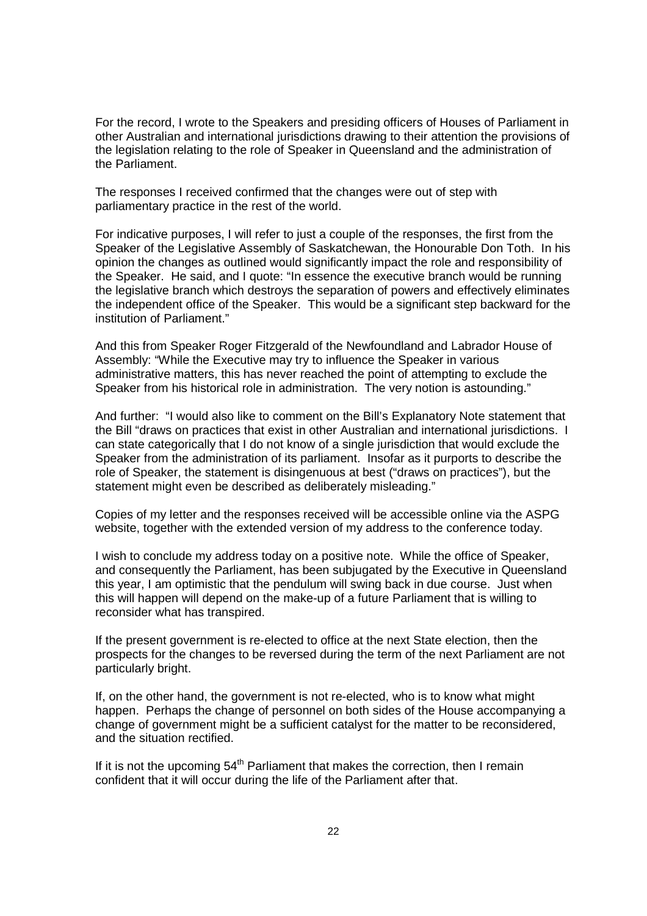For the record, I wrote to the Speakers and presiding officers of Houses of Parliament in other Australian and international jurisdictions drawing to their attention the provisions of the legislation relating to the role of Speaker in Queensland and the administration of the Parliament.

The responses I received confirmed that the changes were out of step with parliamentary practice in the rest of the world.

For indicative purposes, I will refer to just a couple of the responses, the first from the Speaker of the Legislative Assembly of Saskatchewan, the Honourable Don Toth. In his opinion the changes as outlined would significantly impact the role and responsibility of the Speaker. He said, and I quote: "In essence the executive branch would be running the legislative branch which destroys the separation of powers and effectively eliminates the independent office of the Speaker. This would be a significant step backward for the institution of Parliament."

And this from Speaker Roger Fitzgerald of the Newfoundland and Labrador House of Assembly: "While the Executive may try to influence the Speaker in various administrative matters, this has never reached the point of attempting to exclude the Speaker from his historical role in administration. The very notion is astounding."

And further: "I would also like to comment on the Bill's Explanatory Note statement that the Bill "draws on practices that exist in other Australian and international jurisdictions. I can state categorically that I do not know of a single jurisdiction that would exclude the Speaker from the administration of its parliament. Insofar as it purports to describe the role of Speaker, the statement is disingenuous at best ("draws on practices"), but the statement might even be described as deliberately misleading."

Copies of my letter and the responses received will be accessible online via the ASPG website, together with the extended version of my address to the conference today.

I wish to conclude my address today on a positive note. While the office of Speaker, and consequently the Parliament, has been subjugated by the Executive in Queensland this year, I am optimistic that the pendulum will swing back in due course. Just when this will happen will depend on the make-up of a future Parliament that is willing to reconsider what has transpired.

If the present government is re-elected to office at the next State election, then the prospects for the changes to be reversed during the term of the next Parliament are not particularly bright.

If, on the other hand, the government is not re-elected, who is to know what might happen. Perhaps the change of personnel on both sides of the House accompanying a change of government might be a sufficient catalyst for the matter to be reconsidered, and the situation rectified.

If it is not the upcoming 54th Parliament that makes the correction, then I remain confident that it will occur during the life of the Parliament after that.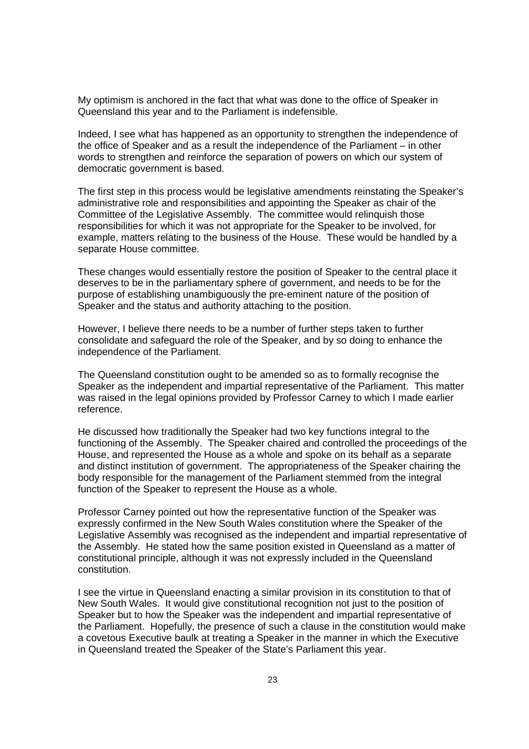My optimism is anchored in the fact that what was done to the office of Speaker in Queensland this year and to the Parliament is indefensible.

Indeed, I see what has happened as an opportunity to strengthen the independence of the office of Speaker and as a result the independence of the Parliament – in other words to strengthen and reinforce the separation of powers on which our system of democratic government is based.

The first step in this process would be legislative amendments reinstating the Speaker's administrative role and responsibilities and appointing the Speaker as chair of the Committee of the Legislative Assembly. The committee would relinquish those responsibilities for which it was not appropriate for the Speaker to be involved, for example, matters relating to the business of the House. These would be handled by a separate House committee.

These changes would essentially restore the position of Speaker to the central place it deserves to be in the parliamentary sphere of government, and needs to be for the purpose of establishing unambiguously the pre-eminent nature of the position of Speaker and the status and authority attaching to the position.

However, I believe there needs to be a number of further steps taken to further consolidate and safeguard the role of the Speaker, and by so doing to enhance the independence of the Parliament.

The Queensland constitution ought to be amended so as to formally recognise the Speaker as the independent and impartial representative of the Parliament. This matter was raised in the legal opinions provided by Professor Carney to which I made earlier reference.

He discussed how traditionally the Speaker had two key functions integral to the functioning of the Assembly. The Speaker chaired and controlled the proceedings of the House, and represented the House as a whole and spoke on its behalf as a separate and distinct institution of government. The appropriateness of the Speaker chairing the body responsible for the management of the Parliament stemmed from the integral function of the Speaker to represent the House as a whole.

Professor Carney pointed out how the representative function of the Speaker was expressly confirmed in the New South Wales constitution where the Speaker of the Legislative Assembly was recognised as the independent and impartial representative of the Assembly. He stated how the same position existed in Queensland as a matter of constitutional principle, although it was not expressly included in the Queensland constitution.

I see the virtue in Queensland enacting a similar provision in its constitution to that of New South Wales. It would give constitutional recognition not just to the position of Speaker but to how the Speaker was the independent and impartial representative of the Parliament. Hopefully, the presence of such a clause in the constitution would make a covetous Executive baulk at treating a Speaker in the manner in which the Executive in Queensland treated the Speaker of the State's Parliament this year.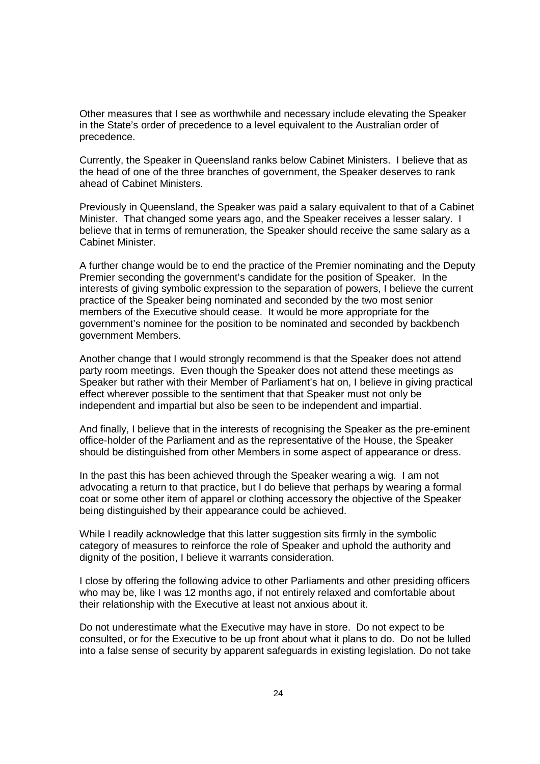Other measures that I see as worthwhile and necessary include elevating the Speaker in the State's order of precedence to a level equivalent to the Australian order of precedence.

Currently, the Speaker in Queensland ranks below Cabinet Ministers. I believe that as the head of one of the three branches of government, the Speaker deserves to rank ahead of Cabinet Ministers.

Previously in Queensland, the Speaker was paid a salary equivalent to that of a Cabinet Minister. That changed some years ago, and the Speaker receives a lesser salary. I believe that in terms of remuneration, the Speaker should receive the same salary as a Cabinet Minister.

A further change would be to end the practice of the Premier nominating and the Deputy Premier seconding the government's candidate for the position of Speaker. In the interests of giving symbolic expression to the separation of powers, I believe the current practice of the Speaker being nominated and seconded by the two most senior members of the Executive should cease. It would be more appropriate for the government's nominee for the position to be nominated and seconded by backbench government Members.

Another change that I would strongly recommend is that the Speaker does not attend party room meetings. Even though the Speaker does not attend these meetings as Speaker but rather with their Member of Parliament's hat on, I believe in giving practical effect wherever possible to the sentiment that that Speaker must not only be independent and impartial but also be seen to be independent and impartial.

And finally, I believe that in the interests of recognising the Speaker as the pre-eminent office-holder of the Parliament and as the representative of the House, the Speaker should be distinguished from other Members in some aspect of appearance or dress.

In the past this has been achieved through the Speaker wearing a wig. I am not advocating a return to that practice, but I do believe that perhaps by wearing a formal coat or some other item of apparel or clothing accessory the objective of the Speaker being distinguished by their appearance could be achieved.

While I readily acknowledge that this latter suggestion sits firmly in the symbolic category of measures to reinforce the role of Speaker and uphold the authority and dignity of the position, I believe it warrants consideration.

I close by offering the following advice to other Parliaments and other presiding officers who may be, like I was 12 months ago, if not entirely relaxed and comfortable about their relationship with the Executive at least not anxious about it.

Do not underestimate what the Executive may have in store. Do not expect to be consulted, or for the Executive to be up front about what it plans to do. Do not be lulled into a false sense of security by apparent safeguards in existing legislation. Do not take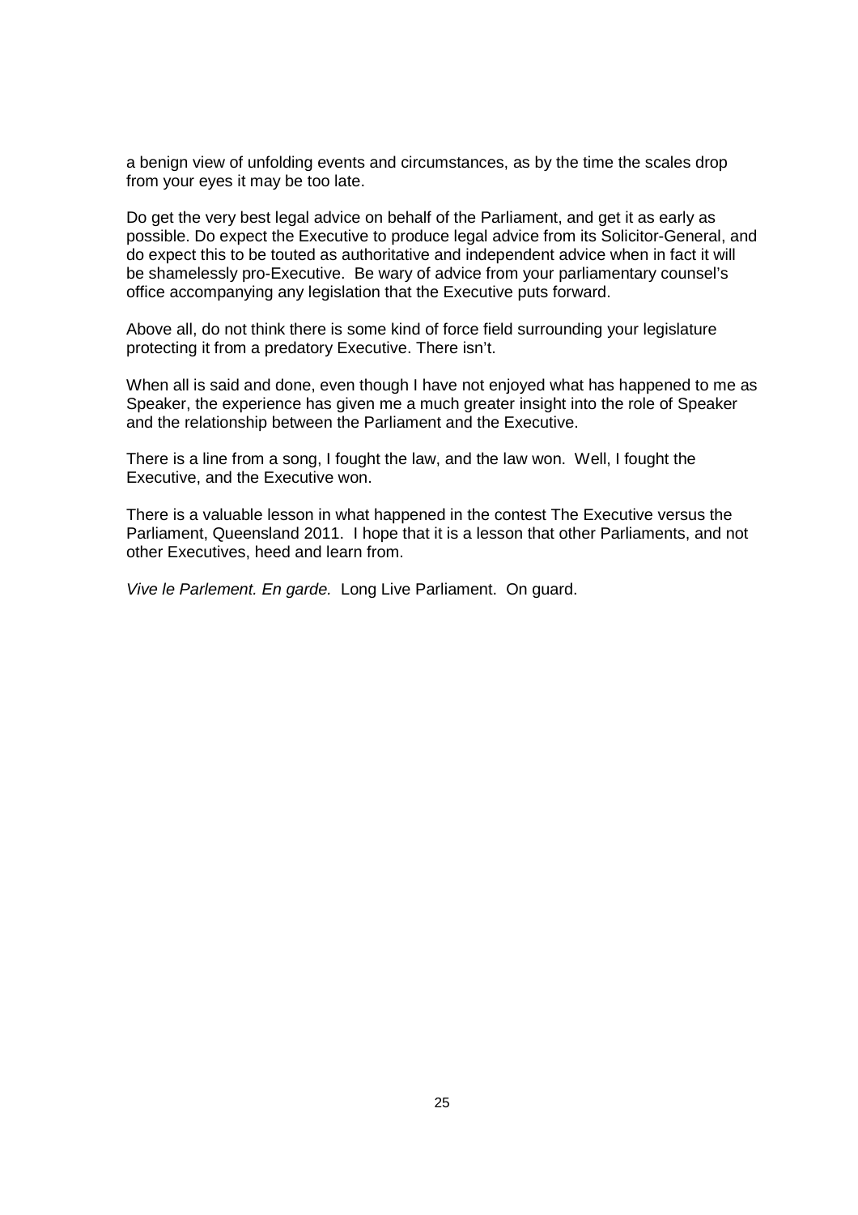a benign view of unfolding events and circumstances, as by the time the scales drop from your eyes it may be too late.

Do get the very best legal advice on behalf of the Parliament, and get it as early as possible. Do expect the Executive to produce legal advice from its Solicitor-General, and do expect this to be touted as authoritative and independent advice when in fact it will be shamelessly pro-Executive. Be wary of advice from your parliamentary counsel's office accompanying any legislation that the Executive puts forward.

Above all, do not think there is some kind of force field surrounding your legislature protecting it from a predatory Executive. There isn't.

When all is said and done, even though I have not enjoyed what has happened to me as Speaker, the experience has given me a much greater insight into the role of Speaker and the relationship between the Parliament and the Executive.

There is a line from a song, I fought the law, and the law won. Well, I fought the Executive, and the Executive won.

There is a valuable lesson in what happened in the contest The Executive versus the Parliament, Queensland 2011. I hope that it is a lesson that other Parliaments, and not other Executives, heed and learn from.

*Vive le Parlement. En garde.* Long Live Parliament. On guard.